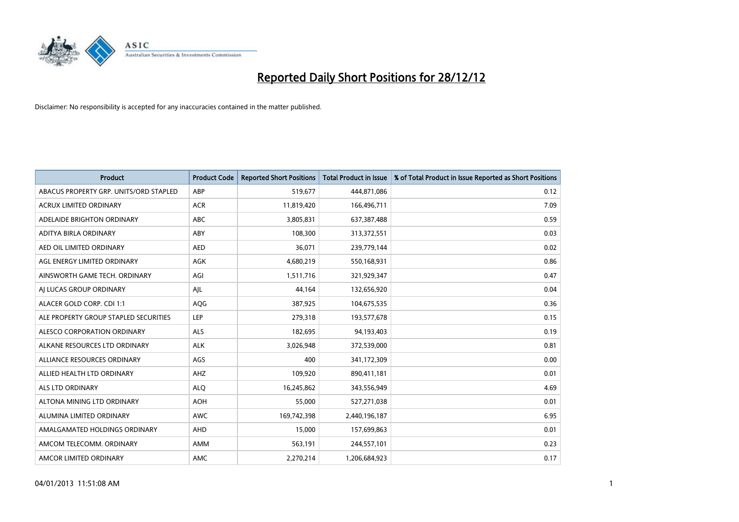# Reported Daily Short Positions for 28/12/12

Disclaimer: No responsibility is accepted for any inaccuracies contained in the matter published.

| Product | Product Code | Reported Short Positions | Total Product in Issue | % of Total Product in Issue Reported as Short Positions |
|---|---|---|---|---|
| ABACUS PROPERTY GRP. UNITS/ORD STAPLED | ABP | 519,677 | 444,871,086 | 0.12 |
| ACRUX LIMITED ORDINARY | ACR | 11,819,420 | 166,496,711 | 7.09 |
| ADELAIDE BRIGHTON ORDINARY | ABC | 3,805,831 | 637,387,488 | 0.59 |
| ADITYA BIRLA ORDINARY | ABY | 108,300 | 313,372,551 | 0.03 |
| AED OIL LIMITED ORDINARY | AED | 36,071 | 239,779,144 | 0.02 |
| AGL ENERGY LIMITED ORDINARY | AGK | 4,680,219 | 550,168,931 | 0.86 |
| AINSWORTH GAME TECH. ORDINARY | AGI | 1,511,716 | 321,929,347 | 0.47 |
| AJ LUCAS GROUP ORDINARY | AJL | 44,164 | 132,656,920 | 0.04 |
| ALACER GOLD CORP. CDI 1:1 | AQG | 387,925 | 104,675,535 | 0.36 |
| ALE PROPERTY GROUP STAPLED SECURITIES | LEP | 279,318 | 193,577,678 | 0.15 |
| ALESCO CORPORATION ORDINARY | ALS | 182,695 | 94,193,403 | 0.19 |
| ALKANE RESOURCES LTD ORDINARY | ALK | 3,026,948 | 372,539,000 | 0.81 |
| ALLIANCE RESOURCES ORDINARY | AGS | 400 | 341,172,309 | 0.00 |
| ALLIED HEALTH LTD ORDINARY | AHZ | 109,920 | 890,411,181 | 0.01 |
| ALS LTD ORDINARY | ALQ | 16,245,862 | 343,556,949 | 4.69 |
| ALTONA MINING LTD ORDINARY | AOH | 55,000 | 527,271,038 | 0.01 |
| ALUMINA LIMITED ORDINARY | AWC | 169,742,398 | 2,440,196,187 | 6.95 |
| AMALGAMATED HOLDINGS ORDINARY | AHD | 15,000 | 157,699,863 | 0.01 |
| AMCOM TELECOMM. ORDINARY | AMM | 563,191 | 244,557,101 | 0.23 |
| AMCOR LIMITED ORDINARY | AMC | 2,270,214 | 1,206,684,923 | 0.17 |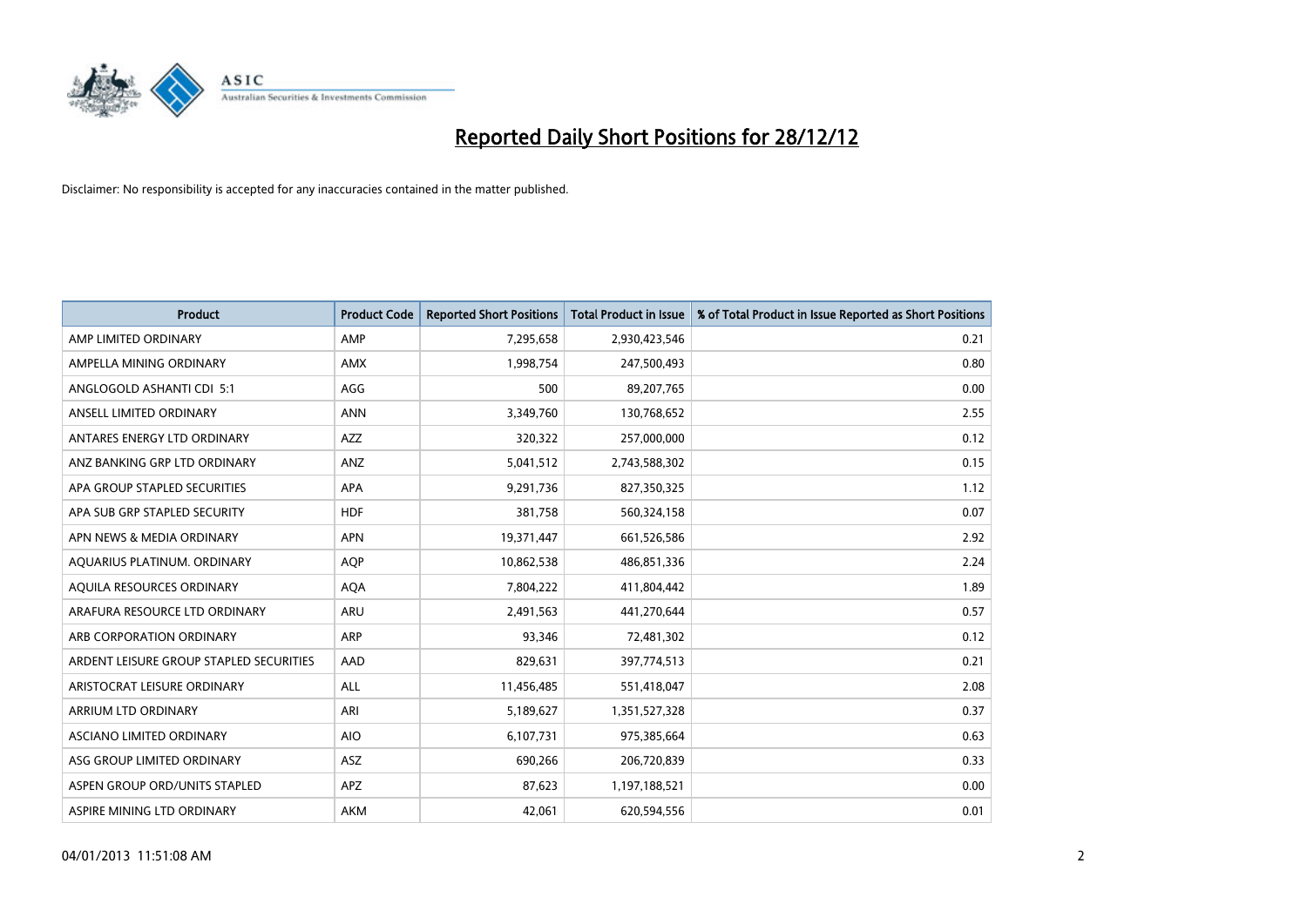# Reported Daily Short Positions for 28/12/12

Disclaimer: No responsibility is accepted for any inaccuracies contained in the matter published.

| Product | Product Code | Reported Short Positions | Total Product in Issue | % of Total Product in Issue Reported as Short Positions |
|---|---|---|---|---|
| AMP LIMITED ORDINARY | AMP | 7,295,658 | 2,930,423,546 | 0.21 |
| AMPELLA MINING ORDINARY | AMX | 1,998,754 | 247,500,493 | 0.80 |
| ANGLOGOLD ASHANTI CDI 5:1 | AGG | 500 | 89,207,765 | 0.00 |
| ANSELL LIMITED ORDINARY | ANN | 3,349,760 | 130,768,652 | 2.55 |
| ANTARES ENERGY LTD ORDINARY | AZZ | 320,322 | 257,000,000 | 0.12 |
| ANZ BANKING GRP LTD ORDINARY | ANZ | 5,041,512 | 2,743,588,302 | 0.15 |
| APA GROUP STAPLED SECURITIES | APA | 9,291,736 | 827,350,325 | 1.12 |
| APA SUB GRP STAPLED SECURITY | HDF | 381,758 | 560,324,158 | 0.07 |
| APN NEWS & MEDIA ORDINARY | APN | 19,371,447 | 661,526,586 | 2.92 |
| AQUARIUS PLATINUM. ORDINARY | AQP | 10,862,538 | 486,851,336 | 2.24 |
| AQUILA RESOURCES ORDINARY | AQA | 7,804,222 | 411,804,442 | 1.89 |
| ARAFURA RESOURCE LTD ORDINARY | ARU | 2,491,563 | 441,270,644 | 0.57 |
| ARB CORPORATION ORDINARY | ARP | 93,346 | 72,481,302 | 0.12 |
| ARDENT LEISURE GROUP STAPLED SECURITIES | AAD | 829,631 | 397,774,513 | 0.21 |
| ARISTOCRAT LEISURE ORDINARY | ALL | 11,456,485 | 551,418,047 | 2.08 |
| ARRIUM LTD ORDINARY | ARI | 5,189,627 | 1,351,527,328 | 0.37 |
| ASCIANO LIMITED ORDINARY | AIO | 6,107,731 | 975,385,664 | 0.63 |
| ASG GROUP LIMITED ORDINARY | ASZ | 690,266 | 206,720,839 | 0.33 |
| ASPEN GROUP ORD/UNITS STAPLED | APZ | 87,623 | 1,197,188,521 | 0.00 |
| ASPIRE MINING LTD ORDINARY | AKM | 42,061 | 620,594,556 | 0.01 |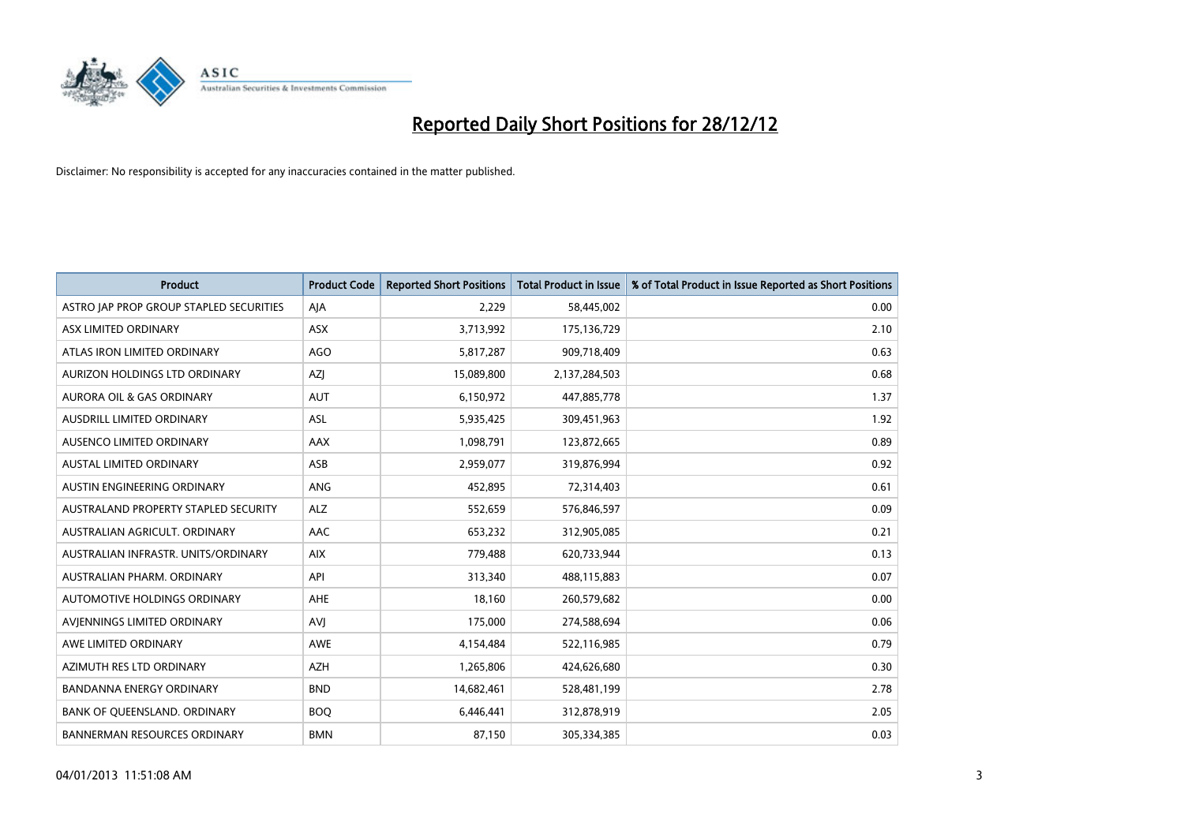# Reported Daily Short Positions for 28/12/12

Disclaimer: No responsibility is accepted for any inaccuracies contained in the matter published.

| Product | Product Code | Reported Short Positions | Total Product in Issue | % of Total Product in Issue Reported as Short Positions |
| --- | --- | --- | --- | --- |
| ASTRO JAP PROP GROUP STAPLED SECURITIES | AJA | 2,229 | 58,445,002 | 0.00 |
| ASX LIMITED ORDINARY | ASX | 3,713,992 | 175,136,729 | 2.10 |
| ATLAS IRON LIMITED ORDINARY | AGO | 5,817,287 | 909,718,409 | 0.63 |
| AURIZON HOLDINGS LTD ORDINARY | AZJ | 15,089,800 | 2,137,284,503 | 0.68 |
| AURORA OIL & GAS ORDINARY | AUT | 6,150,972 | 447,885,778 | 1.37 |
| AUSDRILL LIMITED ORDINARY | ASL | 5,935,425 | 309,451,963 | 1.92 |
| AUSENCO LIMITED ORDINARY | AAX | 1,098,791 | 123,872,665 | 0.89 |
| AUSTAL LIMITED ORDINARY | ASB | 2,959,077 | 319,876,994 | 0.92 |
| AUSTIN ENGINEERING ORDINARY | ANG | 452,895 | 72,314,403 | 0.61 |
| AUSTRALAND PROPERTY STAPLED SECURITY | ALZ | 552,659 | 576,846,597 | 0.09 |
| AUSTRALIAN AGRICULT. ORDINARY | AAC | 653,232 | 312,905,085 | 0.21 |
| AUSTRALIAN INFRASTR. UNITS/ORDINARY | AIX | 779,488 | 620,733,944 | 0.13 |
| AUSTRALIAN PHARM. ORDINARY | API | 313,340 | 488,115,883 | 0.07 |
| AUTOMOTIVE HOLDINGS ORDINARY | AHE | 18,160 | 260,579,682 | 0.00 |
| AVJENNINGS LIMITED ORDINARY | AVJ | 175,000 | 274,588,694 | 0.06 |
| AWE LIMITED ORDINARY | AWE | 4,154,484 | 522,116,985 | 0.79 |
| AZIMUTH RES LTD ORDINARY | AZH | 1,265,806 | 424,626,680 | 0.30 |
| BANDANNA ENERGY ORDINARY | BND | 14,682,461 | 528,481,199 | 2.78 |
| BANK OF QUEENSLAND. ORDINARY | BOQ | 6,446,441 | 312,878,919 | 2.05 |
| BANNERMAN RESOURCES ORDINARY | BMN | 87,150 | 305,334,385 | 0.03 |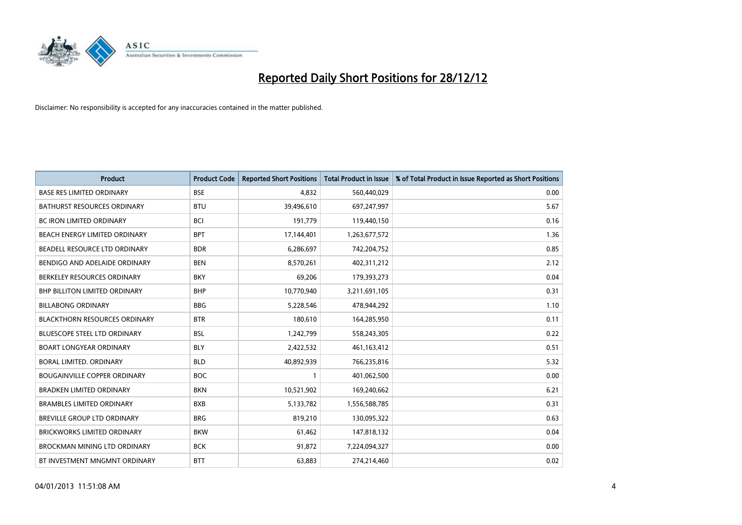# Reported Daily Short Positions for 28/12/12

Disclaimer: No responsibility is accepted for any inaccuracies contained in the matter published.

| Product | Product Code | Reported Short Positions | Total Product in Issue | % of Total Product in Issue Reported as Short Positions |
|---|---|---|---|---|
| BASE RES LIMITED ORDINARY | BSE | 4,832 | 560,440,029 | 0.00 |
| BATHURST RESOURCES ORDINARY | BTU | 39,496,610 | 697,247,997 | 5.67 |
| BC IRON LIMITED ORDINARY | BCI | 191,779 | 119,440,150 | 0.16 |
| BEACH ENERGY LIMITED ORDINARY | BPT | 17,144,401 | 1,263,677,572 | 1.36 |
| BEADELL RESOURCE LTD ORDINARY | BDR | 6,286,697 | 742,204,752 | 0.85 |
| BENDIGO AND ADELAIDE ORDINARY | BEN | 8,570,261 | 402,311,212 | 2.12 |
| BERKELEY RESOURCES ORDINARY | BKY | 69,206 | 179,393,273 | 0.04 |
| BHP BILLITON LIMITED ORDINARY | BHP | 10,770,940 | 3,211,691,105 | 0.31 |
| BILLABONG ORDINARY | BBG | 5,228,546 | 478,944,292 | 1.10 |
| BLACKTHORN RESOURCES ORDINARY | BTR | 180,610 | 164,285,950 | 0.11 |
| BLUESCOPE STEEL LTD ORDINARY | BSL | 1,242,799 | 558,243,305 | 0.22 |
| BOART LONGYEAR ORDINARY | BLY | 2,422,532 | 461,163,412 | 0.51 |
| BORAL LIMITED. ORDINARY | BLD | 40,892,939 | 766,235,816 | 5.32 |
| BOUGAINVILLE COPPER ORDINARY | BOC | 1 | 401,062,500 | 0.00 |
| BRADKEN LIMITED ORDINARY | BKN | 10,521,902 | 169,240,662 | 6.21 |
| BRAMBLES LIMITED ORDINARY | BXB | 5,133,782 | 1,556,588,785 | 0.31 |
| BREVILLE GROUP LTD ORDINARY | BRG | 819,210 | 130,095,322 | 0.63 |
| BRICKWORKS LIMITED ORDINARY | BKW | 61,462 | 147,818,132 | 0.04 |
| BROCKMAN MINING LTD ORDINARY | BCK | 91,872 | 7,224,094,327 | 0.00 |
| BT INVESTMENT MNGMNT ORDINARY | BTT | 63,883 | 274,214,460 | 0.02 |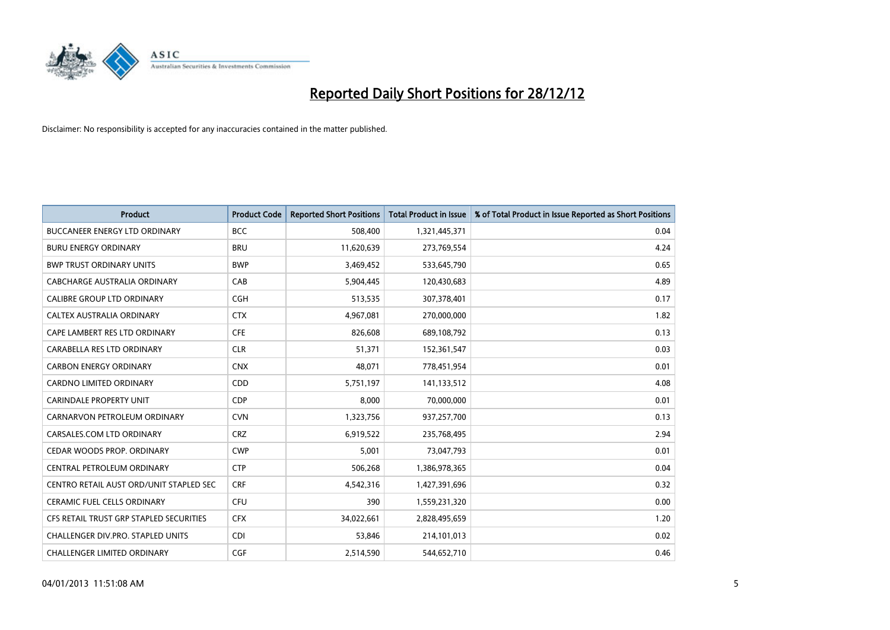# Reported Daily Short Positions for 28/12/12

Disclaimer: No responsibility is accepted for any inaccuracies contained in the matter published.

| Product | Product Code | Reported Short Positions | Total Product in Issue | % of Total Product in Issue Reported as Short Positions |
|---|---|---|---|---|
| BUCCANEER ENERGY LTD ORDINARY | BCC | 508,400 | 1,321,445,371 | 0.04 |
| BURU ENERGY ORDINARY | BRU | 11,620,639 | 273,769,554 | 4.24 |
| BWP TRUST ORDINARY UNITS | BWP | 3,469,452 | 533,645,790 | 0.65 |
| CABCHARGE AUSTRALIA ORDINARY | CAB | 5,904,445 | 120,430,683 | 4.89 |
| CALIBRE GROUP LTD ORDINARY | CGH | 513,535 | 307,378,401 | 0.17 |
| CALTEX AUSTRALIA ORDINARY | CTX | 4,967,081 | 270,000,000 | 1.82 |
| CAPE LAMBERT RES LTD ORDINARY | CFE | 826,608 | 689,108,792 | 0.13 |
| CARABELLA RES LTD ORDINARY | CLR | 51,371 | 152,361,547 | 0.03 |
| CARBON ENERGY ORDINARY | CNX | 48,071 | 778,451,954 | 0.01 |
| CARDNO LIMITED ORDINARY | CDD | 5,751,197 | 141,133,512 | 4.08 |
| CARINDALE PROPERTY UNIT | CDP | 8,000 | 70,000,000 | 0.01 |
| CARNARVON PETROLEUM ORDINARY | CVN | 1,323,756 | 937,257,700 | 0.13 |
| CARSALES.COM LTD ORDINARY | CRZ | 6,919,522 | 235,768,495 | 2.94 |
| CEDAR WOODS PROP. ORDINARY | CWP | 5,001 | 73,047,793 | 0.01 |
| CENTRAL PETROLEUM ORDINARY | CTP | 506,268 | 1,386,978,365 | 0.04 |
| CENTRO RETAIL AUST ORD/UNIT STAPLED SEC | CRF | 4,542,316 | 1,427,391,696 | 0.32 |
| CERAMIC FUEL CELLS ORDINARY | CFU | 390 | 1,559,231,320 | 0.00 |
| CFS RETAIL TRUST GRP STAPLED SECURITIES | CFX | 34,022,661 | 2,828,495,659 | 1.20 |
| CHALLENGER DIV.PRO. STAPLED UNITS | CDI | 53,846 | 214,101,013 | 0.02 |
| CHALLENGER LIMITED ORDINARY | CGF | 2,514,590 | 544,652,710 | 0.46 |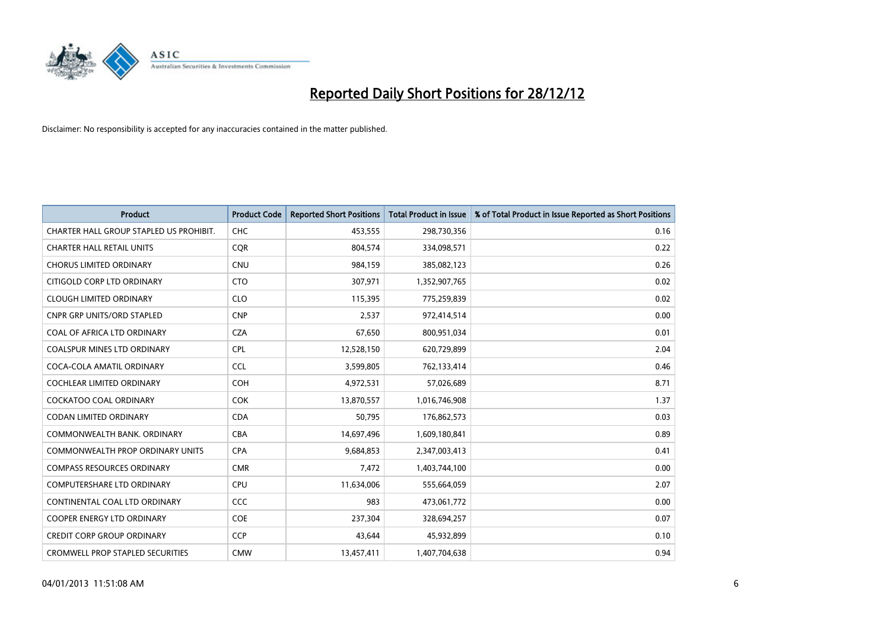# Reported Daily Short Positions for 28/12/12

Disclaimer: No responsibility is accepted for any inaccuracies contained in the matter published.

| Product | Product Code | Reported Short Positions | Total Product in Issue | % of Total Product in Issue Reported as Short Positions |
|---|---|---|---|---|
| CHARTER HALL GROUP STAPLED US PROHIBIT. | CHC | 453,555 | 298,730,356 | 0.16 |
| CHARTER HALL RETAIL UNITS | CQR | 804,574 | 334,098,571 | 0.22 |
| CHORUS LIMITED ORDINARY | CNU | 984,159 | 385,082,123 | 0.26 |
| CITIGOLD CORP LTD ORDINARY | CTO | 307,971 | 1,352,907,765 | 0.02 |
| CLOUGH LIMITED ORDINARY | CLO | 115,395 | 775,259,839 | 0.02 |
| CNPR GRP UNITS/ORD STAPLED | CNP | 2,537 | 972,414,514 | 0.00 |
| COAL OF AFRICA LTD ORDINARY | CZA | 67,650 | 800,951,034 | 0.01 |
| COALSPUR MINES LTD ORDINARY | CPL | 12,528,150 | 620,729,899 | 2.04 |
| COCA-COLA AMATIL ORDINARY | CCL | 3,599,805 | 762,133,414 | 0.46 |
| COCHLEAR LIMITED ORDINARY | COH | 4,972,531 | 57,026,689 | 8.71 |
| COCKATOO COAL ORDINARY | COK | 13,870,557 | 1,016,746,908 | 1.37 |
| CODAN LIMITED ORDINARY | CDA | 50,795 | 176,862,573 | 0.03 |
| COMMONWEALTH BANK. ORDINARY | CBA | 14,697,496 | 1,609,180,841 | 0.89 |
| COMMONWEALTH PROP ORDINARY UNITS | CPA | 9,684,853 | 2,347,003,413 | 0.41 |
| COMPASS RESOURCES ORDINARY | CMR | 7,472 | 1,403,744,100 | 0.00 |
| COMPUTERSHARE LTD ORDINARY | CPU | 11,634,006 | 555,664,059 | 2.07 |
| CONTINENTAL COAL LTD ORDINARY | CCC | 983 | 473,061,772 | 0.00 |
| COOPER ENERGY LTD ORDINARY | COE | 237,304 | 328,694,257 | 0.07 |
| CREDIT CORP GROUP ORDINARY | CCP | 43,644 | 45,932,899 | 0.10 |
| CROMWELL PROP STAPLED SECURITIES | CMW | 13,457,411 | 1,407,704,638 | 0.94 |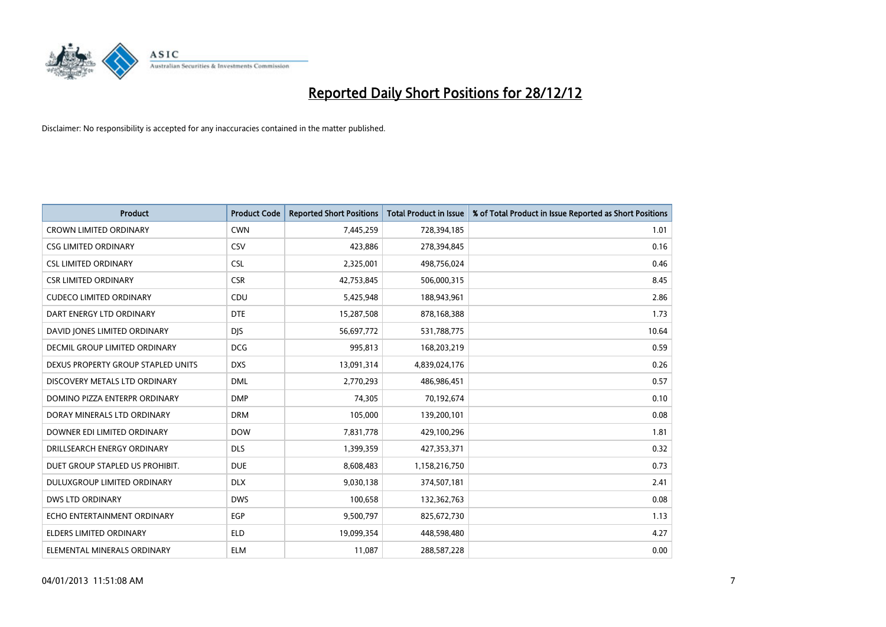# Reported Daily Short Positions for 28/12/12

Disclaimer: No responsibility is accepted for any inaccuracies contained in the matter published.

| Product | Product Code | Reported Short Positions | Total Product in Issue | % of Total Product in Issue Reported as Short Positions |
|---|---|---|---|---|
| CROWN LIMITED ORDINARY | CWN | 7,445,259 | 728,394,185 | 1.01 |
| CSG LIMITED ORDINARY | CSV | 423,886 | 278,394,845 | 0.16 |
| CSL LIMITED ORDINARY | CSL | 2,325,001 | 498,756,024 | 0.46 |
| CSR LIMITED ORDINARY | CSR | 42,753,845 | 506,000,315 | 8.45 |
| CUDECO LIMITED ORDINARY | CDU | 5,425,948 | 188,943,961 | 2.86 |
| DART ENERGY LTD ORDINARY | DTE | 15,287,508 | 878,168,388 | 1.73 |
| DAVID JONES LIMITED ORDINARY | DJS | 56,697,772 | 531,788,775 | 10.64 |
| DECMIL GROUP LIMITED ORDINARY | DCG | 995,813 | 168,203,219 | 0.59 |
| DEXUS PROPERTY GROUP STAPLED UNITS | DXS | 13,091,314 | 4,839,024,176 | 0.26 |
| DISCOVERY METALS LTD ORDINARY | DML | 2,770,293 | 486,986,451 | 0.57 |
| DOMINO PIZZA ENTERPR ORDINARY | DMP | 74,305 | 70,192,674 | 0.10 |
| DORAY MINERALS LTD ORDINARY | DRM | 105,000 | 139,200,101 | 0.08 |
| DOWNER EDI LIMITED ORDINARY | DOW | 7,831,778 | 429,100,296 | 1.81 |
| DRILLSEARCH ENERGY ORDINARY | DLS | 1,399,359 | 427,353,371 | 0.32 |
| DUET GROUP STAPLED US PROHIBIT. | DUE | 8,608,483 | 1,158,216,750 | 0.73 |
| DULUXGROUP LIMITED ORDINARY | DLX | 9,030,138 | 374,507,181 | 2.41 |
| DWS LTD ORDINARY | DWS | 100,658 | 132,362,763 | 0.08 |
| ECHO ENTERTAINMENT ORDINARY | EGP | 9,500,797 | 825,672,730 | 1.13 |
| ELDERS LIMITED ORDINARY | ELD | 19,099,354 | 448,598,480 | 4.27 |
| ELEMENTAL MINERALS ORDINARY | ELM | 11,087 | 288,587,228 | 0.00 |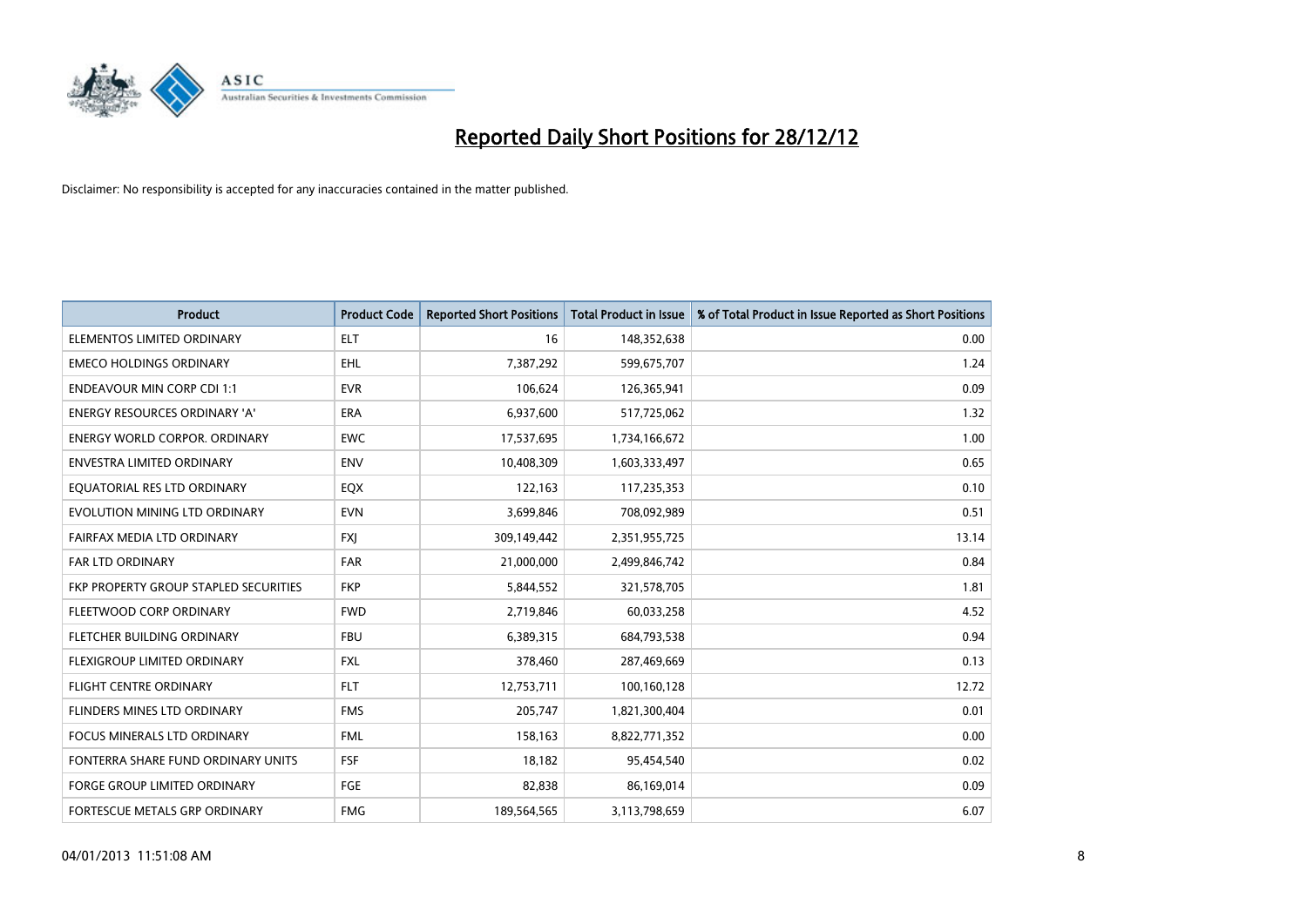# Reported Daily Short Positions for 28/12/12

Disclaimer: No responsibility is accepted for any inaccuracies contained in the matter published.

| Product | Product Code | Reported Short Positions | Total Product in Issue | % of Total Product in Issue Reported as Short Positions |
|---|---|---|---|---|
| ELEMENTOS LIMITED ORDINARY | ELT | 16 | 148,352,638 | 0.00 |
| EMECO HOLDINGS ORDINARY | EHL | 7,387,292 | 599,675,707 | 1.24 |
| ENDEAVOUR MIN CORP CDI 1:1 | EVR | 106,624 | 126,365,941 | 0.09 |
| ENERGY RESOURCES ORDINARY 'A' | ERA | 6,937,600 | 517,725,062 | 1.32 |
| ENERGY WORLD CORPOR. ORDINARY | EWC | 17,537,695 | 1,734,166,672 | 1.00 |
| ENVESTRA LIMITED ORDINARY | ENV | 10,408,309 | 1,603,333,497 | 0.65 |
| EQUATORIAL RES LTD ORDINARY | EQX | 122,163 | 117,235,353 | 0.10 |
| EVOLUTION MINING LTD ORDINARY | EVN | 3,699,846 | 708,092,989 | 0.51 |
| FAIRFAX MEDIA LTD ORDINARY | FXJ | 309,149,442 | 2,351,955,725 | 13.14 |
| FAR LTD ORDINARY | FAR | 21,000,000 | 2,499,846,742 | 0.84 |
| FKP PROPERTY GROUP STAPLED SECURITIES | FKP | 5,844,552 | 321,578,705 | 1.81 |
| FLEETWOOD CORP ORDINARY | FWD | 2,719,846 | 60,033,258 | 4.52 |
| FLETCHER BUILDING ORDINARY | FBU | 6,389,315 | 684,793,538 | 0.94 |
| FLEXIGROUP LIMITED ORDINARY | FXL | 378,460 | 287,469,669 | 0.13 |
| FLIGHT CENTRE ORDINARY | FLT | 12,753,711 | 100,160,128 | 12.72 |
| FLINDERS MINES LTD ORDINARY | FMS | 205,747 | 1,821,300,404 | 0.01 |
| FOCUS MINERALS LTD ORDINARY | FML | 158,163 | 8,822,771,352 | 0.00 |
| FONTERRA SHARE FUND ORDINARY UNITS | FSF | 18,182 | 95,454,540 | 0.02 |
| FORGE GROUP LIMITED ORDINARY | FGE | 82,838 | 86,169,014 | 0.09 |
| FORTESCUE METALS GRP ORDINARY | FMG | 189,564,565 | 3,113,798,659 | 6.07 |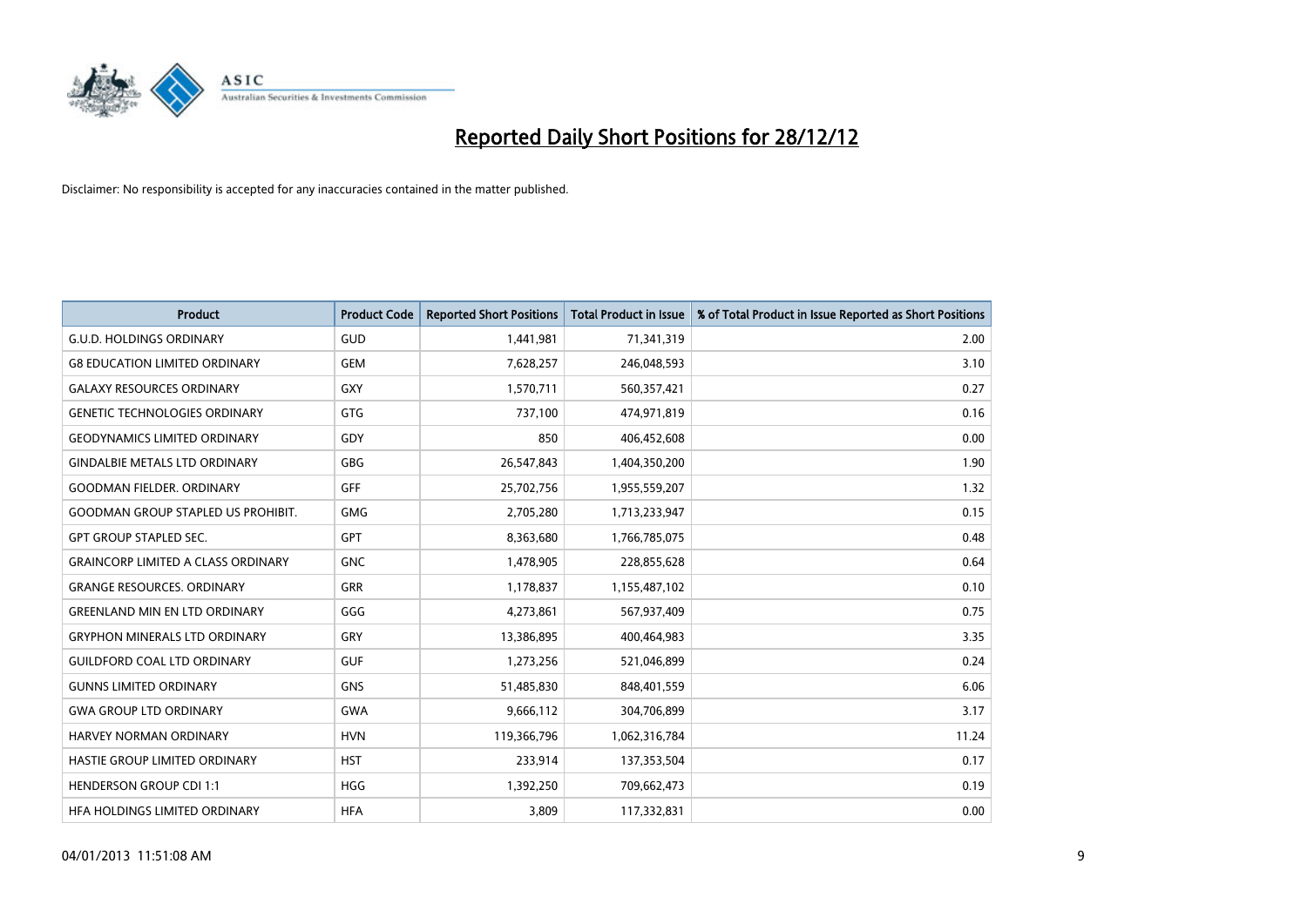# Reported Daily Short Positions for 28/12/12

Disclaimer: No responsibility is accepted for any inaccuracies contained in the matter published.

| Product | Product Code | Reported Short Positions | Total Product in Issue | % of Total Product in Issue Reported as Short Positions |
|---|---|---|---|---|
| G.U.D. HOLDINGS ORDINARY | GUD | 1,441,981 | 71,341,319 | 2.00 |
| G8 EDUCATION LIMITED ORDINARY | GEM | 7,628,257 | 246,048,593 | 3.10 |
| GALAXY RESOURCES ORDINARY | GXY | 1,570,711 | 560,357,421 | 0.27 |
| GENETIC TECHNOLOGIES ORDINARY | GTG | 737,100 | 474,971,819 | 0.16 |
| GEODYNAMICS LIMITED ORDINARY | GDY | 850 | 406,452,608 | 0.00 |
| GINDALBIE METALS LTD ORDINARY | GBG | 26,547,843 | 1,404,350,200 | 1.90 |
| GOODMAN FIELDER. ORDINARY | GFF | 25,702,756 | 1,955,559,207 | 1.32 |
| GOODMAN GROUP STAPLED US PROHIBIT. | GMG | 2,705,280 | 1,713,233,947 | 0.15 |
| GPT GROUP STAPLED SEC. | GPT | 8,363,680 | 1,766,785,075 | 0.48 |
| GRAINCORP LIMITED A CLASS ORDINARY | GNC | 1,478,905 | 228,855,628 | 0.64 |
| GRANGE RESOURCES. ORDINARY | GRR | 1,178,837 | 1,155,487,102 | 0.10 |
| GREENLAND MIN EN LTD ORDINARY | GGG | 4,273,861 | 567,937,409 | 0.75 |
| GRYPHON MINERALS LTD ORDINARY | GRY | 13,386,895 | 400,464,983 | 3.35 |
| GUILDFORD COAL LTD ORDINARY | GUF | 1,273,256 | 521,046,899 | 0.24 |
| GUNNS LIMITED ORDINARY | GNS | 51,485,830 | 848,401,559 | 6.06 |
| GWA GROUP LTD ORDINARY | GWA | 9,666,112 | 304,706,899 | 3.17 |
| HARVEY NORMAN ORDINARY | HVN | 119,366,796 | 1,062,316,784 | 11.24 |
| HASTIE GROUP LIMITED ORDINARY | HST | 233,914 | 137,353,504 | 0.17 |
| HENDERSON GROUP CDI 1:1 | HGG | 1,392,250 | 709,662,473 | 0.19 |
| HFA HOLDINGS LIMITED ORDINARY | HFA | 3,809 | 117,332,831 | 0.00 |

04/01/2013 11:51:08 AM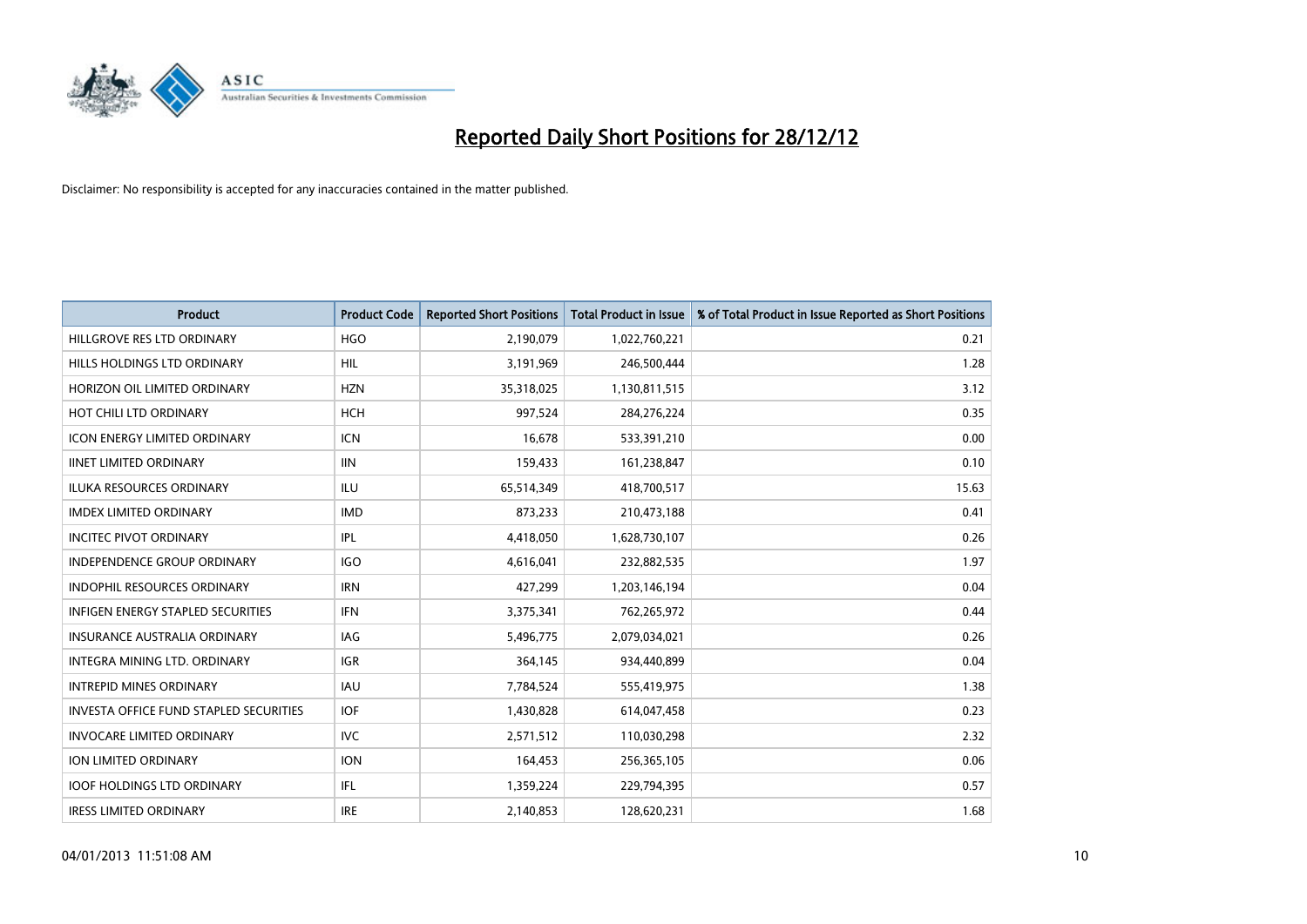# Reported Daily Short Positions for 28/12/12

Disclaimer: No responsibility is accepted for any inaccuracies contained in the matter published.

| Product | Product Code | Reported Short Positions | Total Product in Issue | % of Total Product in Issue Reported as Short Positions |
|---|---|---|---|---|
| HILLGROVE RES LTD ORDINARY | HGO | 2,190,079 | 1,022,760,221 | 0.21 |
| HILLS HOLDINGS LTD ORDINARY | HIL | 3,191,969 | 246,500,444 | 1.28 |
| HORIZON OIL LIMITED ORDINARY | HZN | 35,318,025 | 1,130,811,515 | 3.12 |
| HOT CHILI LTD ORDINARY | HCH | 997,524 | 284,276,224 | 0.35 |
| ICON ENERGY LIMITED ORDINARY | ICN | 16,678 | 533,391,210 | 0.00 |
| IINET LIMITED ORDINARY | IIN | 159,433 | 161,238,847 | 0.10 |
| ILUKA RESOURCES ORDINARY | ILU | 65,514,349 | 418,700,517 | 15.63 |
| IMDEX LIMITED ORDINARY | IMD | 873,233 | 210,473,188 | 0.41 |
| INCITEC PIVOT ORDINARY | IPL | 4,418,050 | 1,628,730,107 | 0.26 |
| INDEPENDENCE GROUP ORDINARY | IGO | 4,616,041 | 232,882,535 | 1.97 |
| INDOPHIL RESOURCES ORDINARY | IRN | 427,299 | 1,203,146,194 | 0.04 |
| INFIGEN ENERGY STAPLED SECURITIES | IFN | 3,375,341 | 762,265,972 | 0.44 |
| INSURANCE AUSTRALIA ORDINARY | IAG | 5,496,775 | 2,079,034,021 | 0.26 |
| INTEGRA MINING LTD. ORDINARY | IGR | 364,145 | 934,440,899 | 0.04 |
| INTREPID MINES ORDINARY | IAU | 7,784,524 | 555,419,975 | 1.38 |
| INVESTA OFFICE FUND STAPLED SECURITIES | IOF | 1,430,828 | 614,047,458 | 0.23 |
| INVOCARE LIMITED ORDINARY | IVC | 2,571,512 | 110,030,298 | 2.32 |
| ION LIMITED ORDINARY | ION | 164,453 | 256,365,105 | 0.06 |
| IOOF HOLDINGS LTD ORDINARY | IFL | 1,359,224 | 229,794,395 | 0.57 |
| IRESS LIMITED ORDINARY | IRE | 2,140,853 | 128,620,231 | 1.68 |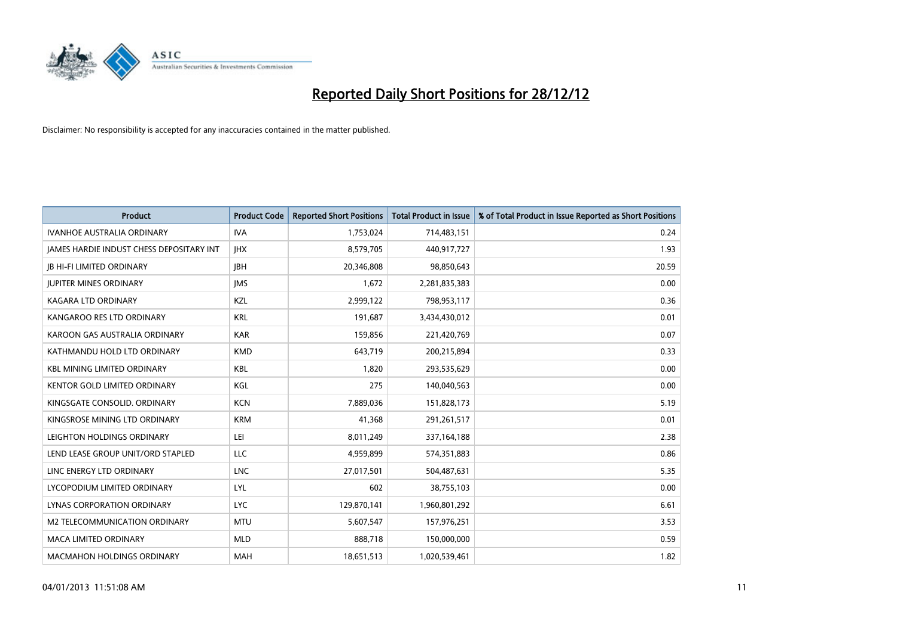# Reported Daily Short Positions for 28/12/12

Disclaimer: No responsibility is accepted for any inaccuracies contained in the matter published.

| Product | Product Code | Reported Short Positions | Total Product in Issue | % of Total Product in Issue Reported as Short Positions |
| --- | --- | --- | --- | --- |
| IVANHOE AUSTRALIA ORDINARY | IVA | 1,753,024 | 714,483,151 | 0.24 |
| JAMES HARDIE INDUST CHESS DEPOSITARY INT | JHX | 8,579,705 | 440,917,727 | 1.93 |
| JB HI-FI LIMITED ORDINARY | JBH | 20,346,808 | 98,850,643 | 20.59 |
| JUPITER MINES ORDINARY | JMS | 1,672 | 2,281,835,383 | 0.00 |
| KAGARA LTD ORDINARY | KZL | 2,999,122 | 798,953,117 | 0.36 |
| KANGAROO RES LTD ORDINARY | KRL | 191,687 | 3,434,430,012 | 0.01 |
| KAROON GAS AUSTRALIA ORDINARY | KAR | 159,856 | 221,420,769 | 0.07 |
| KATHMANDU HOLD LTD ORDINARY | KMD | 643,719 | 200,215,894 | 0.33 |
| KBL MINING LIMITED ORDINARY | KBL | 1,820 | 293,535,629 | 0.00 |
| KENTOR GOLD LIMITED ORDINARY | KGL | 275 | 140,040,563 | 0.00 |
| KINGSGATE CONSOLID. ORDINARY | KCN | 7,889,036 | 151,828,173 | 5.19 |
| KINGSROSE MINING LTD ORDINARY | KRM | 41,368 | 291,261,517 | 0.01 |
| LEIGHTON HOLDINGS ORDINARY | LEI | 8,011,249 | 337,164,188 | 2.38 |
| LEND LEASE GROUP UNIT/ORD STAPLED | LLC | 4,959,899 | 574,351,883 | 0.86 |
| LINC ENERGY LTD ORDINARY | LNC | 27,017,501 | 504,487,631 | 5.35 |
| LYCOPODIUM LIMITED ORDINARY | LYL | 602 | 38,755,103 | 0.00 |
| LYNAS CORPORATION ORDINARY | LYC | 129,870,141 | 1,960,801,292 | 6.61 |
| M2 TELECOMMUNICATION ORDINARY | MTU | 5,607,547 | 157,976,251 | 3.53 |
| MACA LIMITED ORDINARY | MLD | 888,718 | 150,000,000 | 0.59 |
| MACMAHON HOLDINGS ORDINARY | MAH | 18,651,513 | 1,020,539,461 | 1.82 |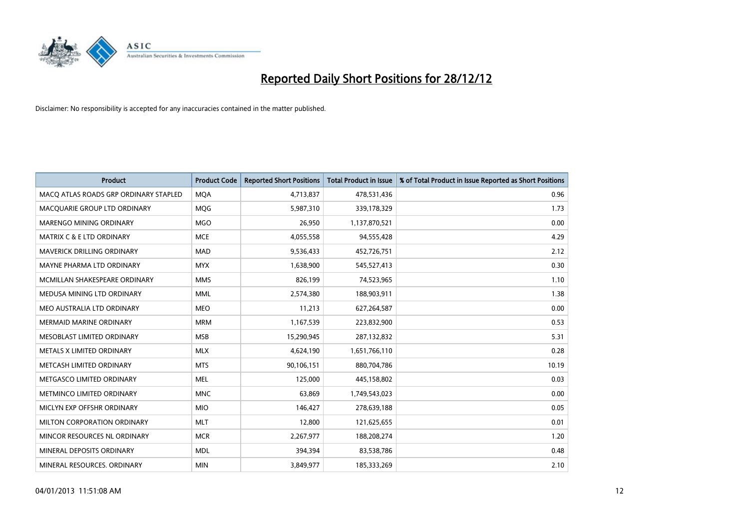# Reported Daily Short Positions for 28/12/12

Disclaimer: No responsibility is accepted for any inaccuracies contained in the matter published.

| Product | Product Code | Reported Short Positions | Total Product in Issue | % of Total Product in Issue Reported as Short Positions |
|---|---|---|---|---|
| MACQ ATLAS ROADS GRP ORDINARY STAPLED | MQA | 4,713,837 | 478,531,436 | 0.96 |
| MACQUARIE GROUP LTD ORDINARY | MQG | 5,987,310 | 339,178,329 | 1.73 |
| MARENGO MINING ORDINARY | MGO | 26,950 | 1,137,870,521 | 0.00 |
| MATRIX C & E LTD ORDINARY | MCE | 4,055,558 | 94,555,428 | 4.29 |
| MAVERICK DRILLING ORDINARY | MAD | 9,536,433 | 452,726,751 | 2.12 |
| MAYNE PHARMA LTD ORDINARY | MYX | 1,638,900 | 545,527,413 | 0.30 |
| MCMILLAN SHAKESPEARE ORDINARY | MMS | 826,199 | 74,523,965 | 1.10 |
| MEDUSA MINING LTD ORDINARY | MML | 2,574,380 | 188,903,911 | 1.38 |
| MEO AUSTRALIA LTD ORDINARY | MEO | 11,213 | 627,264,587 | 0.00 |
| MERMAID MARINE ORDINARY | MRM | 1,167,539 | 223,832,900 | 0.53 |
| MESOBLAST LIMITED ORDINARY | MSB | 15,290,945 | 287,132,832 | 5.31 |
| METALS X LIMITED ORDINARY | MLX | 4,624,190 | 1,651,766,110 | 0.28 |
| METCASH LIMITED ORDINARY | MTS | 90,106,151 | 880,704,786 | 10.19 |
| METGASCO LIMITED ORDINARY | MEL | 125,000 | 445,158,802 | 0.03 |
| METMINCO LIMITED ORDINARY | MNC | 63,869 | 1,749,543,023 | 0.00 |
| MICLYN EXP OFFSHR ORDINARY | MIO | 146,427 | 278,639,188 | 0.05 |
| MILTON CORPORATION ORDINARY | MLT | 12,800 | 121,625,655 | 0.01 |
| MINCOR RESOURCES NL ORDINARY | MCR | 2,267,977 | 188,208,274 | 1.20 |
| MINERAL DEPOSITS ORDINARY | MDL | 394,394 | 83,538,786 | 0.48 |
| MINERAL RESOURCES. ORDINARY | MIN | 3,849,977 | 185,333,269 | 2.10 |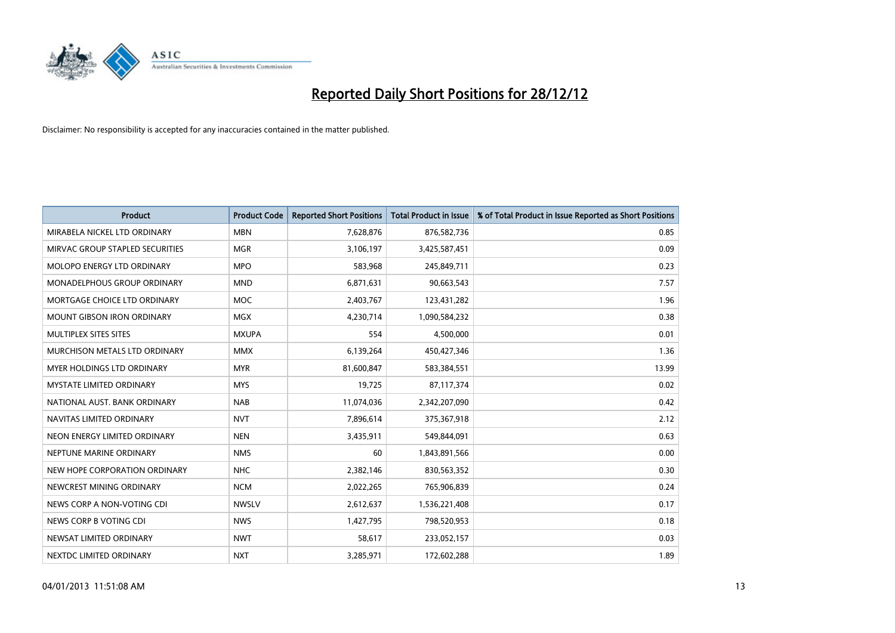# Reported Daily Short Positions for 28/12/12

Disclaimer: No responsibility is accepted for any inaccuracies contained in the matter published.

| Product | Product Code | Reported Short Positions | Total Product in Issue | % of Total Product in Issue Reported as Short Positions |
|---|---|---|---|---|
| MIRABELA NICKEL LTD ORDINARY | MBN | 7,628,876 | 876,582,736 | 0.85 |
| MIRVAC GROUP STAPLED SECURITIES | MGR | 3,106,197 | 3,425,587,451 | 0.09 |
| MOLOPO ENERGY LTD ORDINARY | MPO | 583,968 | 245,849,711 | 0.23 |
| MONADELPHOUS GROUP ORDINARY | MND | 6,871,631 | 90,663,543 | 7.57 |
| MORTGAGE CHOICE LTD ORDINARY | MOC | 2,403,767 | 123,431,282 | 1.96 |
| MOUNT GIBSON IRON ORDINARY | MGX | 4,230,714 | 1,090,584,232 | 0.38 |
| MULTIPLEX SITES SITES | MXUPA | 554 | 4,500,000 | 0.01 |
| MURCHISON METALS LTD ORDINARY | MMX | 6,139,264 | 450,427,346 | 1.36 |
| MYER HOLDINGS LTD ORDINARY | MYR | 81,600,847 | 583,384,551 | 13.99 |
| MYSTATE LIMITED ORDINARY | MYS | 19,725 | 87,117,374 | 0.02 |
| NATIONAL AUST. BANK ORDINARY | NAB | 11,074,036 | 2,342,207,090 | 0.42 |
| NAVITAS LIMITED ORDINARY | NVT | 7,896,614 | 375,367,918 | 2.12 |
| NEON ENERGY LIMITED ORDINARY | NEN | 3,435,911 | 549,844,091 | 0.63 |
| NEPTUNE MARINE ORDINARY | NMS | 60 | 1,843,891,566 | 0.00 |
| NEW HOPE CORPORATION ORDINARY | NHC | 2,382,146 | 830,563,352 | 0.30 |
| NEWCREST MINING ORDINARY | NCM | 2,022,265 | 765,906,839 | 0.24 |
| NEWS CORP A NON-VOTING CDI | NWSLV | 2,612,637 | 1,536,221,408 | 0.17 |
| NEWS CORP B VOTING CDI | NWS | 1,427,795 | 798,520,953 | 0.18 |
| NEWSAT LIMITED ORDINARY | NWT | 58,617 | 233,052,157 | 0.03 |
| NEXTDC LIMITED ORDINARY | NXT | 3,285,971 | 172,602,288 | 1.89 |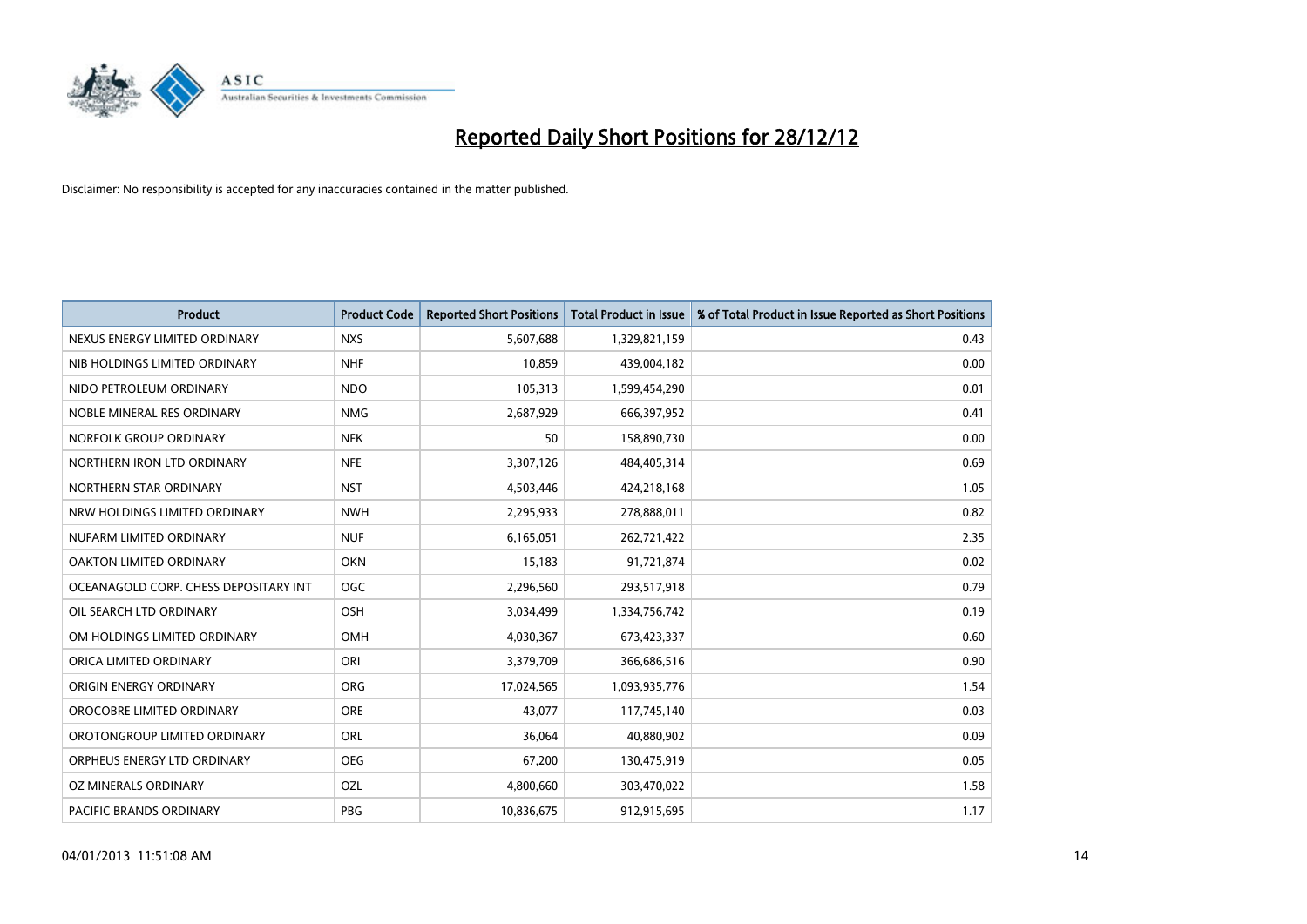# Reported Daily Short Positions for 28/12/12

Disclaimer: No responsibility is accepted for any inaccuracies contained in the matter published.

| Product | Product Code | Reported Short Positions | Total Product in Issue | % of Total Product in Issue Reported as Short Positions |
|---|---|---|---|---|
| NEXUS ENERGY LIMITED ORDINARY | NXS | 5,607,688 | 1,329,821,159 | 0.43 |
| NIB HOLDINGS LIMITED ORDINARY | NHF | 10,859 | 439,004,182 | 0.00 |
| NIDO PETROLEUM ORDINARY | NDO | 105,313 | 1,599,454,290 | 0.01 |
| NOBLE MINERAL RES ORDINARY | NMG | 2,687,929 | 666,397,952 | 0.41 |
| NORFOLK GROUP ORDINARY | NFK | 50 | 158,890,730 | 0.00 |
| NORTHERN IRON LTD ORDINARY | NFE | 3,307,126 | 484,405,314 | 0.69 |
| NORTHERN STAR ORDINARY | NST | 4,503,446 | 424,218,168 | 1.05 |
| NRW HOLDINGS LIMITED ORDINARY | NWH | 2,295,933 | 278,888,011 | 0.82 |
| NUFARM LIMITED ORDINARY | NUF | 6,165,051 | 262,721,422 | 2.35 |
| OAKTON LIMITED ORDINARY | OKN | 15,183 | 91,721,874 | 0.02 |
| OCEANAGOLD CORP. CHESS DEPOSITARY INT | OGC | 2,296,560 | 293,517,918 | 0.79 |
| OIL SEARCH LTD ORDINARY | OSH | 3,034,499 | 1,334,756,742 | 0.19 |
| OM HOLDINGS LIMITED ORDINARY | OMH | 4,030,367 | 673,423,337 | 0.60 |
| ORICA LIMITED ORDINARY | ORI | 3,379,709 | 366,686,516 | 0.90 |
| ORIGIN ENERGY ORDINARY | ORG | 17,024,565 | 1,093,935,776 | 1.54 |
| OROCOBRE LIMITED ORDINARY | ORE | 43,077 | 117,745,140 | 0.03 |
| OROTONGROUP LIMITED ORDINARY | ORL | 36,064 | 40,880,902 | 0.09 |
| ORPHEUS ENERGY LTD ORDINARY | OEG | 67,200 | 130,475,919 | 0.05 |
| OZ MINERALS ORDINARY | OZL | 4,800,660 | 303,470,022 | 1.58 |
| PACIFIC BRANDS ORDINARY | PBG | 10,836,675 | 912,915,695 | 1.17 |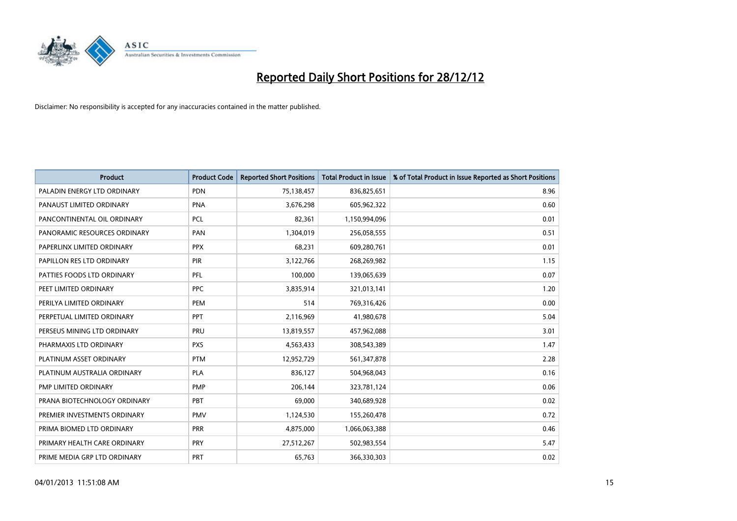# Reported Daily Short Positions for 28/12/12

Disclaimer: No responsibility is accepted for any inaccuracies contained in the matter published.

| Product | Product Code | Reported Short Positions | Total Product in Issue | % of Total Product in Issue Reported as Short Positions |
|---|---|---|---|---|
| PALADIN ENERGY LTD ORDINARY | PDN | 75,138,457 | 836,825,651 | 8.96 |
| PANAUST LIMITED ORDINARY | PNA | 3,676,298 | 605,962,322 | 0.60 |
| PANCONTINENTAL OIL ORDINARY | PCL | 82,361 | 1,150,994,096 | 0.01 |
| PANORAMIC RESOURCES ORDINARY | PAN | 1,304,019 | 256,058,555 | 0.51 |
| PAPERLINX LIMITED ORDINARY | PPX | 68,231 | 609,280,761 | 0.01 |
| PAPILLON RES LTD ORDINARY | PIR | 3,122,766 | 268,269,982 | 1.15 |
| PATTIES FOODS LTD ORDINARY | PFL | 100,000 | 139,065,639 | 0.07 |
| PEET LIMITED ORDINARY | PPC | 3,835,914 | 321,013,141 | 1.20 |
| PERILYA LIMITED ORDINARY | PEM | 514 | 769,316,426 | 0.00 |
| PERPETUAL LIMITED ORDINARY | PPT | 2,116,969 | 41,980,678 | 5.04 |
| PERSEUS MINING LTD ORDINARY | PRU | 13,819,557 | 457,962,088 | 3.01 |
| PHARMAXIS LTD ORDINARY | PXS | 4,563,433 | 308,543,389 | 1.47 |
| PLATINUM ASSET ORDINARY | PTM | 12,952,729 | 561,347,878 | 2.28 |
| PLATINUM AUSTRALIA ORDINARY | PLA | 836,127 | 504,968,043 | 0.16 |
| PMP LIMITED ORDINARY | PMP | 206,144 | 323,781,124 | 0.06 |
| PRANA BIOTECHNOLOGY ORDINARY | PBT | 69,000 | 340,689,928 | 0.02 |
| PREMIER INVESTMENTS ORDINARY | PMV | 1,124,530 | 155,260,478 | 0.72 |
| PRIMA BIOMED LTD ORDINARY | PRR | 4,875,000 | 1,066,063,388 | 0.46 |
| PRIMARY HEALTH CARE ORDINARY | PRY | 27,512,267 | 502,983,554 | 5.47 |
| PRIME MEDIA GRP LTD ORDINARY | PRT | 65,763 | 366,330,303 | 0.02 |

04/01/2013 11:51:08 AM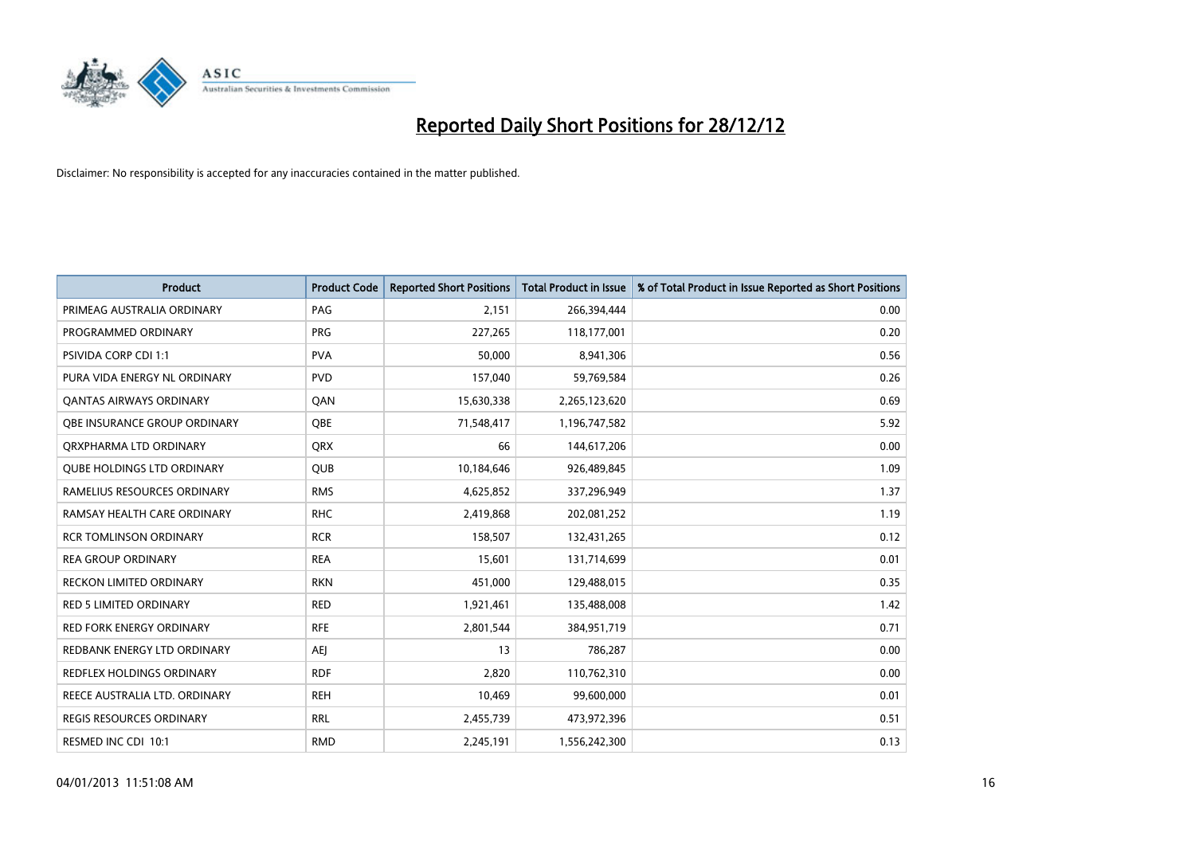# Reported Daily Short Positions for 28/12/12

Disclaimer: No responsibility is accepted for any inaccuracies contained in the matter published.

| Product | Product Code | Reported Short Positions | Total Product in Issue | % of Total Product in Issue Reported as Short Positions |
|---|---|---|---|---|
| PRIMEAG AUSTRALIA ORDINARY | PAG | 2,151 | 266,394,444 | 0.00 |
| PROGRAMMED ORDINARY | PRG | 227,265 | 118,177,001 | 0.20 |
| PSIVIDA CORP CDI 1:1 | PVA | 50,000 | 8,941,306 | 0.56 |
| PURA VIDA ENERGY NL ORDINARY | PVD | 157,040 | 59,769,584 | 0.26 |
| QANTAS AIRWAYS ORDINARY | QAN | 15,630,338 | 2,265,123,620 | 0.69 |
| QBE INSURANCE GROUP ORDINARY | QBE | 71,548,417 | 1,196,747,582 | 5.92 |
| QRXPHARMA LTD ORDINARY | QRX | 66 | 144,617,206 | 0.00 |
| QUBE HOLDINGS LTD ORDINARY | QUB | 10,184,646 | 926,489,845 | 1.09 |
| RAMELIUS RESOURCES ORDINARY | RMS | 4,625,852 | 337,296,949 | 1.37 |
| RAMSAY HEALTH CARE ORDINARY | RHC | 2,419,868 | 202,081,252 | 1.19 |
| RCR TOMLINSON ORDINARY | RCR | 158,507 | 132,431,265 | 0.12 |
| REA GROUP ORDINARY | REA | 15,601 | 131,714,699 | 0.01 |
| RECKON LIMITED ORDINARY | RKN | 451,000 | 129,488,015 | 0.35 |
| RED 5 LIMITED ORDINARY | RED | 1,921,461 | 135,488,008 | 1.42 |
| RED FORK ENERGY ORDINARY | RFE | 2,801,544 | 384,951,719 | 0.71 |
| REDBANK ENERGY LTD ORDINARY | AEJ | 13 | 786,287 | 0.00 |
| REDFLEX HOLDINGS ORDINARY | RDF | 2,820 | 110,762,310 | 0.00 |
| REECE AUSTRALIA LTD. ORDINARY | REH | 10,469 | 99,600,000 | 0.01 |
| REGIS RESOURCES ORDINARY | RRL | 2,455,739 | 473,972,396 | 0.51 |
| RESMED INC CDI 10:1 | RMD | 2,245,191 | 1,556,242,300 | 0.13 |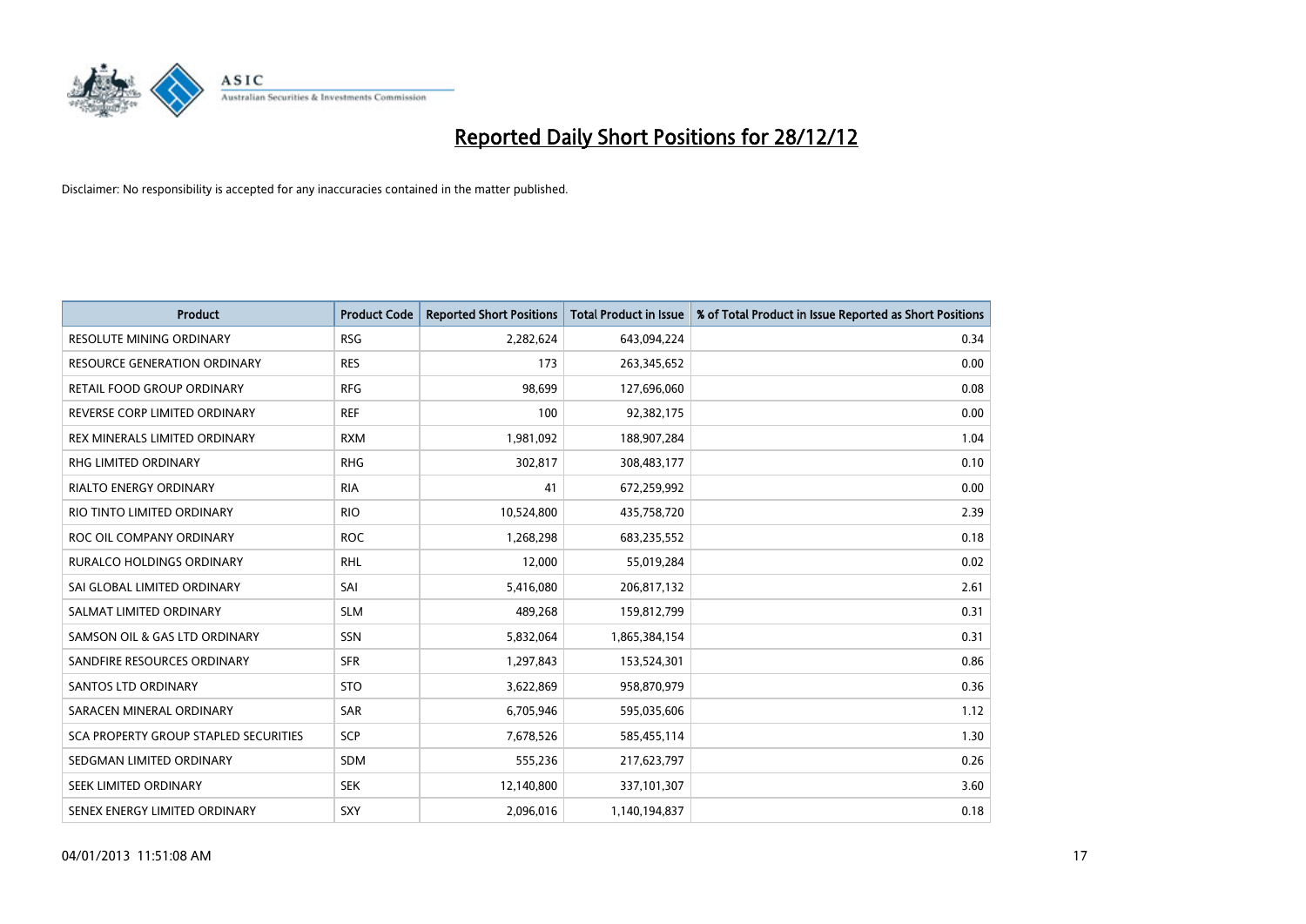# Reported Daily Short Positions for 28/12/12

Disclaimer: No responsibility is accepted for any inaccuracies contained in the matter published.

| Product | Product Code | Reported Short Positions | Total Product in Issue | % of Total Product in Issue Reported as Short Positions |
|---|---|---|---|---|
| RESOLUTE MINING ORDINARY | RSG | 2,282,624 | 643,094,224 | 0.34 |
| RESOURCE GENERATION ORDINARY | RES | 173 | 263,345,652 | 0.00 |
| RETAIL FOOD GROUP ORDINARY | RFG | 98,699 | 127,696,060 | 0.08 |
| REVERSE CORP LIMITED ORDINARY | REF | 100 | 92,382,175 | 0.00 |
| REX MINERALS LIMITED ORDINARY | RXM | 1,981,092 | 188,907,284 | 1.04 |
| RHG LIMITED ORDINARY | RHG | 302,817 | 308,483,177 | 0.10 |
| RIALTO ENERGY ORDINARY | RIA | 41 | 672,259,992 | 0.00 |
| RIO TINTO LIMITED ORDINARY | RIO | 10,524,800 | 435,758,720 | 2.39 |
| ROC OIL COMPANY ORDINARY | ROC | 1,268,298 | 683,235,552 | 0.18 |
| RURALCO HOLDINGS ORDINARY | RHL | 12,000 | 55,019,284 | 0.02 |
| SAI GLOBAL LIMITED ORDINARY | SAI | 5,416,080 | 206,817,132 | 2.61 |
| SALMAT LIMITED ORDINARY | SLM | 489,268 | 159,812,799 | 0.31 |
| SAMSON OIL & GAS LTD ORDINARY | SSN | 5,832,064 | 1,865,384,154 | 0.31 |
| SANDFIRE RESOURCES ORDINARY | SFR | 1,297,843 | 153,524,301 | 0.86 |
| SANTOS LTD ORDINARY | STO | 3,622,869 | 958,870,979 | 0.36 |
| SARACEN MINERAL ORDINARY | SAR | 6,705,946 | 595,035,606 | 1.12 |
| SCA PROPERTY GROUP STAPLED SECURITIES | SCP | 7,678,526 | 585,455,114 | 1.30 |
| SEDGMAN LIMITED ORDINARY | SDM | 555,236 | 217,623,797 | 0.26 |
| SEEK LIMITED ORDINARY | SEK | 12,140,800 | 337,101,307 | 3.60 |
| SENEX ENERGY LIMITED ORDINARY | SXY | 2,096,016 | 1,140,194,837 | 0.18 |

04/01/2013 11:51:08 AM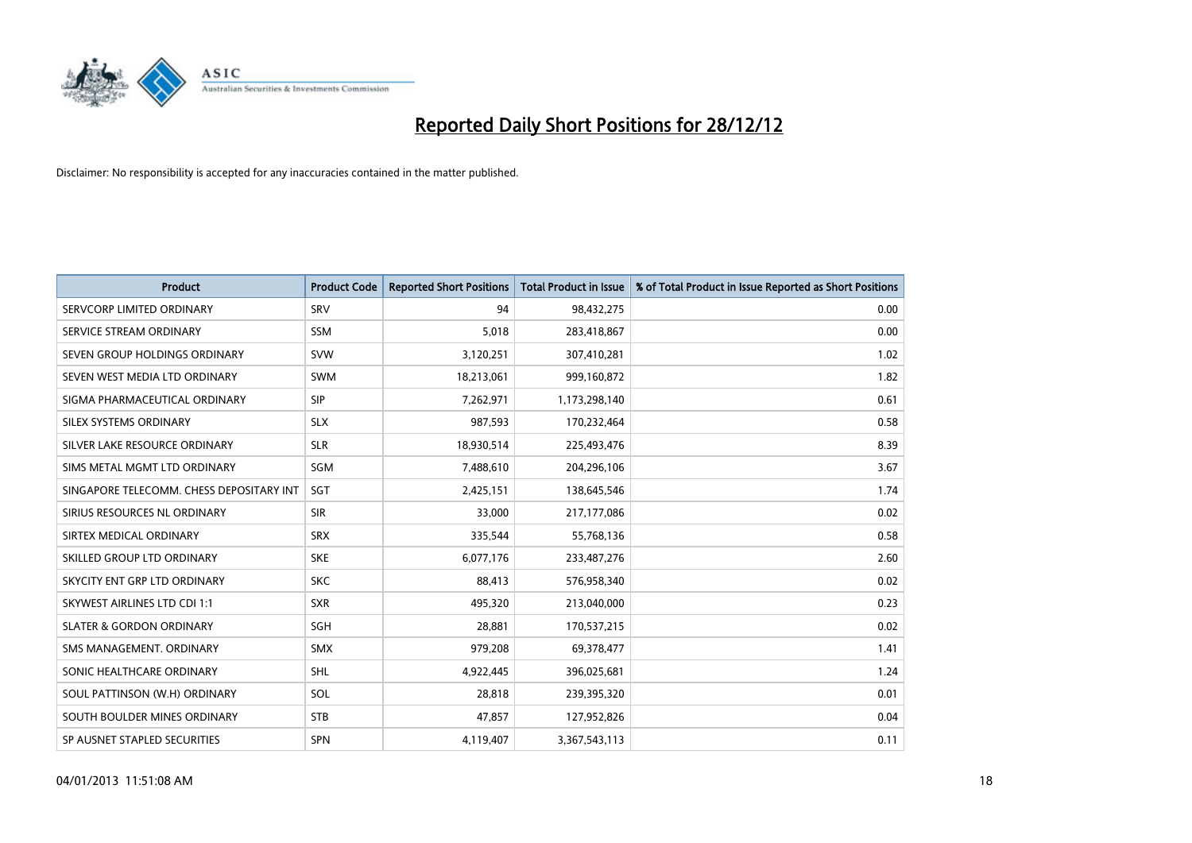# Reported Daily Short Positions for 28/12/12

Disclaimer: No responsibility is accepted for any inaccuracies contained in the matter published.

| Product | Product Code | Reported Short Positions | Total Product in Issue | % of Total Product in Issue Reported as Short Positions |
|---|---|---|---|---|
| SERVCORP LIMITED ORDINARY | SRV | 94 | 98,432,275 | 0.00 |
| SERVICE STREAM ORDINARY | SSM | 5,018 | 283,418,867 | 0.00 |
| SEVEN GROUP HOLDINGS ORDINARY | SVW | 3,120,251 | 307,410,281 | 1.02 |
| SEVEN WEST MEDIA LTD ORDINARY | SWM | 18,213,061 | 999,160,872 | 1.82 |
| SIGMA PHARMACEUTICAL ORDINARY | SIP | 7,262,971 | 1,173,298,140 | 0.61 |
| SILEX SYSTEMS ORDINARY | SLX | 987,593 | 170,232,464 | 0.58 |
| SILVER LAKE RESOURCE ORDINARY | SLR | 18,930,514 | 225,493,476 | 8.39 |
| SIMS METAL MGMT LTD ORDINARY | SGM | 7,488,610 | 204,296,106 | 3.67 |
| SINGAPORE TELECOMM. CHESS DEPOSITARY INT | SGT | 2,425,151 | 138,645,546 | 1.74 |
| SIRIUS RESOURCES NL ORDINARY | SIR | 33,000 | 217,177,086 | 0.02 |
| SIRTEX MEDICAL ORDINARY | SRX | 335,544 | 55,768,136 | 0.58 |
| SKILLED GROUP LTD ORDINARY | SKE | 6,077,176 | 233,487,276 | 2.60 |
| SKYCITY ENT GRP LTD ORDINARY | SKC | 88,413 | 576,958,340 | 0.02 |
| SKYWEST AIRLINES LTD CDI 1:1 | SXR | 495,320 | 213,040,000 | 0.23 |
| SLATER & GORDON ORDINARY | SGH | 28,881 | 170,537,215 | 0.02 |
| SMS MANAGEMENT. ORDINARY | SMX | 979,208 | 69,378,477 | 1.41 |
| SONIC HEALTHCARE ORDINARY | SHL | 4,922,445 | 396,025,681 | 1.24 |
| SOUL PATTINSON (W.H) ORDINARY | SOL | 28,818 | 239,395,320 | 0.01 |
| SOUTH BOULDER MINES ORDINARY | STB | 47,857 | 127,952,826 | 0.04 |
| SP AUSNET STAPLED SECURITIES | SPN | 4,119,407 | 3,367,543,113 | 0.11 |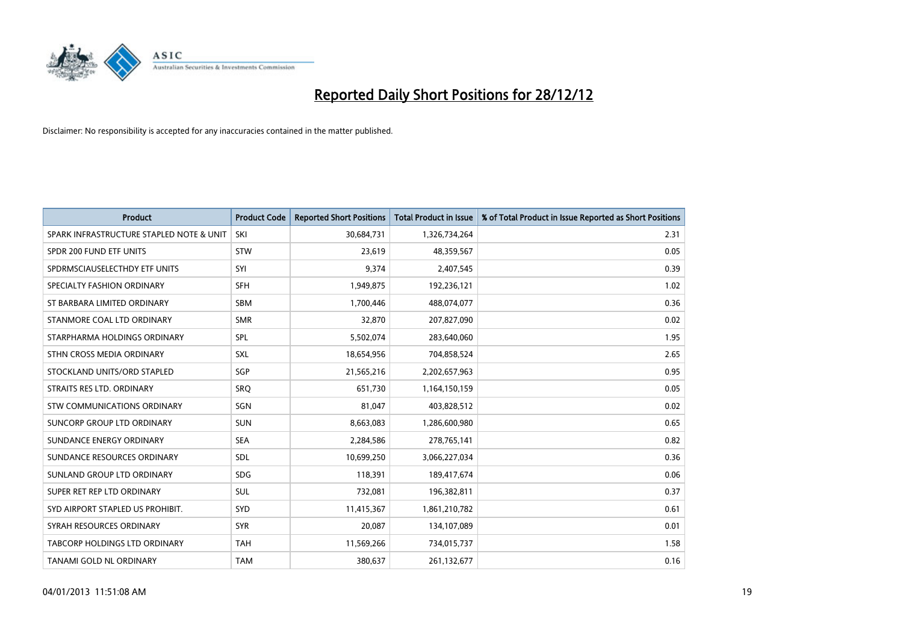# Reported Daily Short Positions for 28/12/12

Disclaimer: No responsibility is accepted for any inaccuracies contained in the matter published.

| Product | Product Code | Reported Short Positions | Total Product in Issue | % of Total Product in Issue Reported as Short Positions |
|---|---|---|---|---|
| SPARK INFRASTRUCTURE STAPLED NOTE & UNIT | SKI | 30,684,731 | 1,326,734,264 | 2.31 |
| SPDR 200 FUND ETF UNITS | STW | 23,619 | 48,359,567 | 0.05 |
| SPDRMSCIAUSELECTHDY ETF UNITS | SYI | 9,374 | 2,407,545 | 0.39 |
| SPECIALTY FASHION ORDINARY | SFH | 1,949,875 | 192,236,121 | 1.02 |
| ST BARBARA LIMITED ORDINARY | SBM | 1,700,446 | 488,074,077 | 0.36 |
| STANMORE COAL LTD ORDINARY | SMR | 32,870 | 207,827,090 | 0.02 |
| STARPHARMA HOLDINGS ORDINARY | SPL | 5,502,074 | 283,640,060 | 1.95 |
| STHN CROSS MEDIA ORDINARY | SXL | 18,654,956 | 704,858,524 | 2.65 |
| STOCKLAND UNITS/ORD STAPLED | SGP | 21,565,216 | 2,202,657,963 | 0.95 |
| STRAITS RES LTD. ORDINARY | SRQ | 651,730 | 1,164,150,159 | 0.05 |
| STW COMMUNICATIONS ORDINARY | SGN | 81,047 | 403,828,512 | 0.02 |
| SUNCORP GROUP LTD ORDINARY | SUN | 8,663,083 | 1,286,600,980 | 0.65 |
| SUNDANCE ENERGY ORDINARY | SEA | 2,284,586 | 278,765,141 | 0.82 |
| SUNDANCE RESOURCES ORDINARY | SDL | 10,699,250 | 3,066,227,034 | 0.36 |
| SUNLAND GROUP LTD ORDINARY | SDG | 118,391 | 189,417,674 | 0.06 |
| SUPER RET REP LTD ORDINARY | SUL | 732,081 | 196,382,811 | 0.37 |
| SYD AIRPORT STAPLED US PROHIBIT. | SYD | 11,415,367 | 1,861,210,782 | 0.61 |
| SYRAH RESOURCES ORDINARY | SYR | 20,087 | 134,107,089 | 0.01 |
| TABCORP HOLDINGS LTD ORDINARY | TAH | 11,569,266 | 734,015,737 | 1.58 |
| TANAMI GOLD NL ORDINARY | TAM | 380,637 | 261,132,677 | 0.16 |

04/01/2013 11:51:08 AM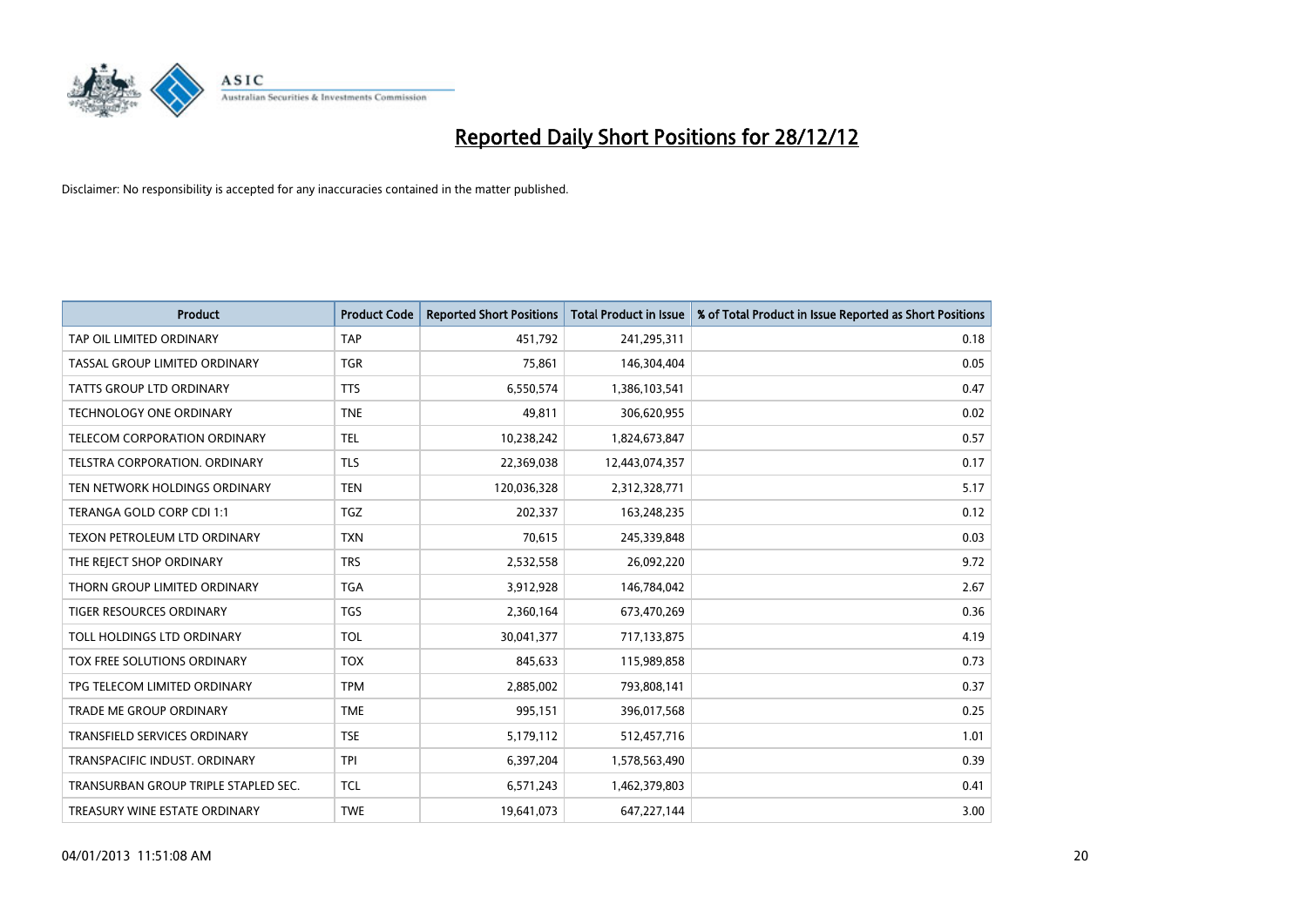# Reported Daily Short Positions for 28/12/12

Disclaimer: No responsibility is accepted for any inaccuracies contained in the matter published.

| Product | Product Code | Reported Short Positions | Total Product in Issue | % of Total Product in Issue Reported as Short Positions |
|---|---|---|---|---|
| TAP OIL LIMITED ORDINARY | TAP | 451,792 | 241,295,311 | 0.18 |
| TASSAL GROUP LIMITED ORDINARY | TGR | 75,861 | 146,304,404 | 0.05 |
| TATTS GROUP LTD ORDINARY | TTS | 6,550,574 | 1,386,103,541 | 0.47 |
| TECHNOLOGY ONE ORDINARY | TNE | 49,811 | 306,620,955 | 0.02 |
| TELECOM CORPORATION ORDINARY | TEL | 10,238,242 | 1,824,673,847 | 0.57 |
| TELSTRA CORPORATION. ORDINARY | TLS | 22,369,038 | 12,443,074,357 | 0.17 |
| TEN NETWORK HOLDINGS ORDINARY | TEN | 120,036,328 | 2,312,328,771 | 5.17 |
| TERANGA GOLD CORP CDI 1:1 | TGZ | 202,337 | 163,248,235 | 0.12 |
| TEXON PETROLEUM LTD ORDINARY | TXN | 70,615 | 245,339,848 | 0.03 |
| THE REJECT SHOP ORDINARY | TRS | 2,532,558 | 26,092,220 | 9.72 |
| THORN GROUP LIMITED ORDINARY | TGA | 3,912,928 | 146,784,042 | 2.67 |
| TIGER RESOURCES ORDINARY | TGS | 2,360,164 | 673,470,269 | 0.36 |
| TOLL HOLDINGS LTD ORDINARY | TOL | 30,041,377 | 717,133,875 | 4.19 |
| TOX FREE SOLUTIONS ORDINARY | TOX | 845,633 | 115,989,858 | 0.73 |
| TPG TELECOM LIMITED ORDINARY | TPM | 2,885,002 | 793,808,141 | 0.37 |
| TRADE ME GROUP ORDINARY | TME | 995,151 | 396,017,568 | 0.25 |
| TRANSFIELD SERVICES ORDINARY | TSE | 5,179,112 | 512,457,716 | 1.01 |
| TRANSPACIFIC INDUST. ORDINARY | TPI | 6,397,204 | 1,578,563,490 | 0.39 |
| TRANSURBAN GROUP TRIPLE STAPLED SEC. | TCL | 6,571,243 | 1,462,379,803 | 0.41 |
| TREASURY WINE ESTATE ORDINARY | TWE | 19,641,073 | 647,227,144 | 3.00 |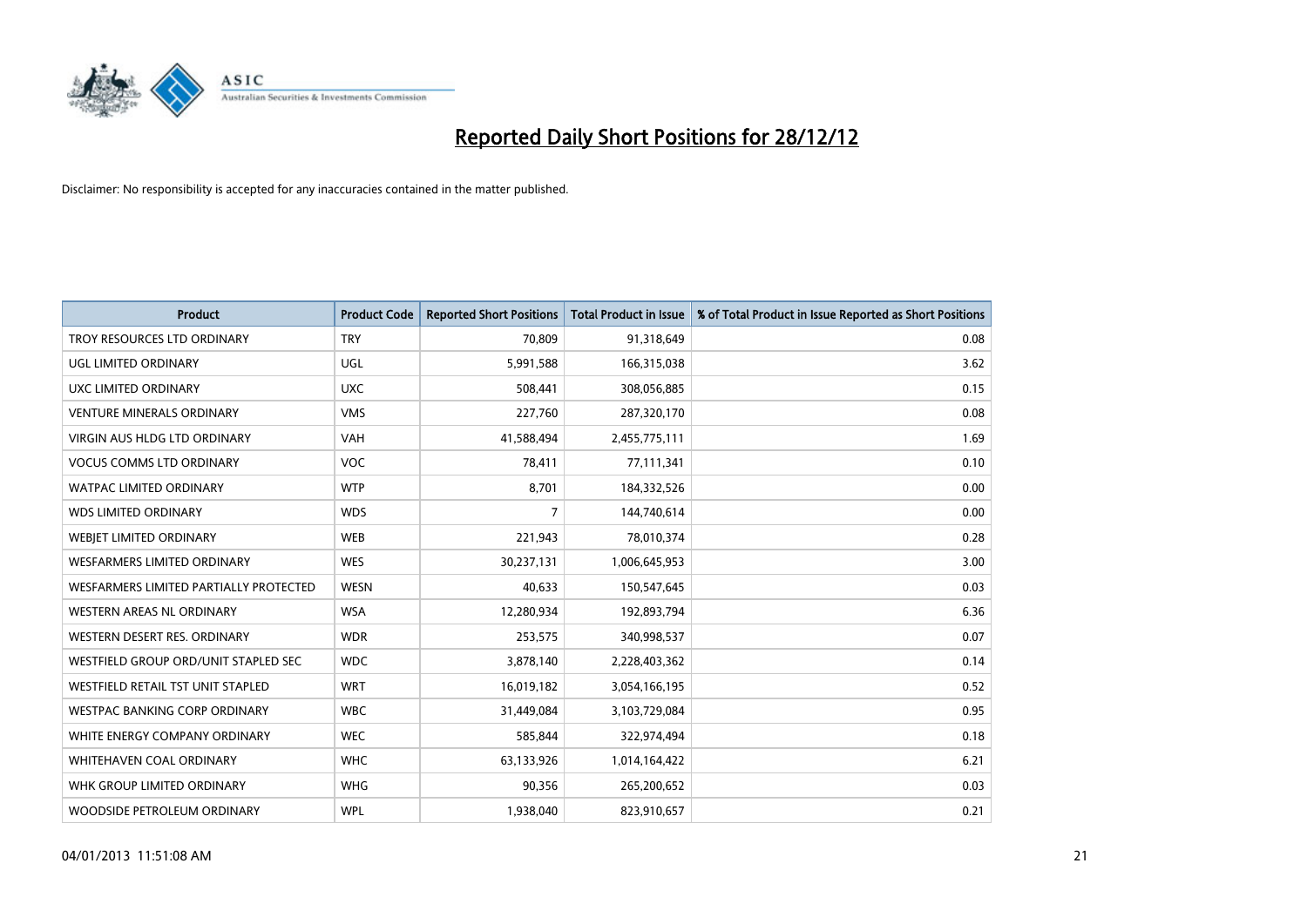# Reported Daily Short Positions for 28/12/12

Disclaimer: No responsibility is accepted for any inaccuracies contained in the matter published.

| Product | Product Code | Reported Short Positions | Total Product in Issue | % of Total Product in Issue Reported as Short Positions |
|---|---|---|---|---|
| TROY RESOURCES LTD ORDINARY | TRY | 70,809 | 91,318,649 | 0.08 |
| UGL LIMITED ORDINARY | UGL | 5,991,588 | 166,315,038 | 3.62 |
| UXC LIMITED ORDINARY | UXC | 508,441 | 308,056,885 | 0.15 |
| VENTURE MINERALS ORDINARY | VMS | 227,760 | 287,320,170 | 0.08 |
| VIRGIN AUS HLDG LTD ORDINARY | VAH | 41,588,494 | 2,455,775,111 | 1.69 |
| VOCUS COMMS LTD ORDINARY | VOC | 78,411 | 77,111,341 | 0.10 |
| WATPAC LIMITED ORDINARY | WTP | 8,701 | 184,332,526 | 0.00 |
| WDS LIMITED ORDINARY | WDS | 7 | 144,740,614 | 0.00 |
| WEBJET LIMITED ORDINARY | WEB | 221,943 | 78,010,374 | 0.28 |
| WESFARMERS LIMITED ORDINARY | WES | 30,237,131 | 1,006,645,953 | 3.00 |
| WESFARMERS LIMITED PARTIALLY PROTECTED | WESN | 40,633 | 150,547,645 | 0.03 |
| WESTERN AREAS NL ORDINARY | WSA | 12,280,934 | 192,893,794 | 6.36 |
| WESTERN DESERT RES. ORDINARY | WDR | 253,575 | 340,998,537 | 0.07 |
| WESTFIELD GROUP ORD/UNIT STAPLED SEC | WDC | 3,878,140 | 2,228,403,362 | 0.14 |
| WESTFIELD RETAIL TST UNIT STAPLED | WRT | 16,019,182 | 3,054,166,195 | 0.52 |
| WESTPAC BANKING CORP ORDINARY | WBC | 31,449,084 | 3,103,729,084 | 0.95 |
| WHITE ENERGY COMPANY ORDINARY | WEC | 585,844 | 322,974,494 | 0.18 |
| WHITEHAVEN COAL ORDINARY | WHC | 63,133,926 | 1,014,164,422 | 6.21 |
| WHK GROUP LIMITED ORDINARY | WHG | 90,356 | 265,200,652 | 0.03 |
| WOODSIDE PETROLEUM ORDINARY | WPL | 1,938,040 | 823,910,657 | 0.21 |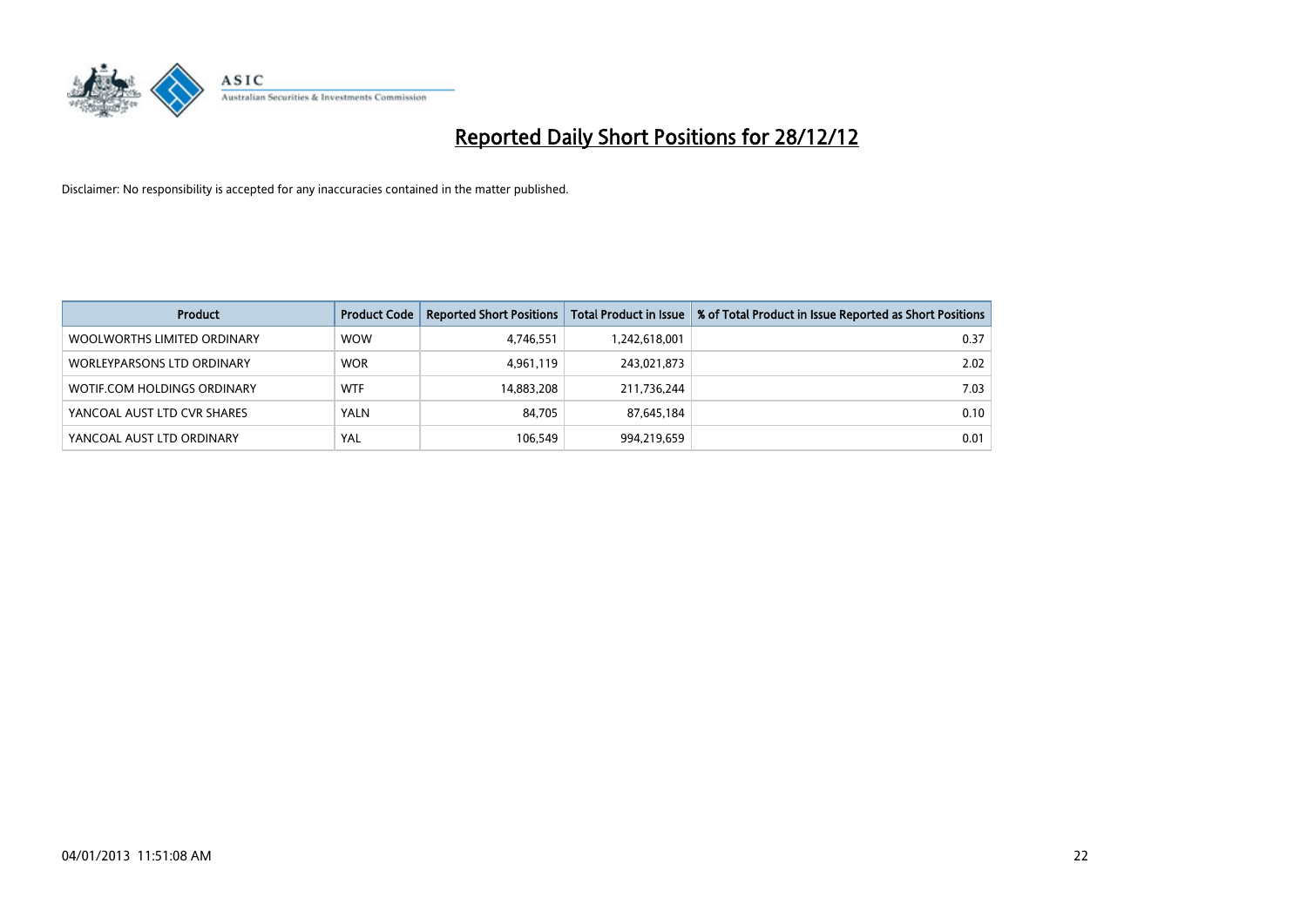# Reported Daily Short Positions for 28/12/12

Disclaimer: No responsibility is accepted for any inaccuracies contained in the matter published.

| Product | Product Code | Reported Short Positions | Total Product in Issue | % of Total Product in Issue Reported as Short Positions |
|---|---|---|---|---|
| WOOLWORTHS LIMITED ORDINARY | WOW | 4,746,551 | 1,242,618,001 | 0.37 |
| WORLEYPARSONS LTD ORDINARY | WOR | 4,961,119 | 243,021,873 | 2.02 |
| WOTIF.COM HOLDINGS ORDINARY | WTF | 14,883,208 | 211,736,244 | 7.03 |
| YANCOAL AUST LTD CVR SHARES | YALN | 84,705 | 87,645,184 | 0.10 |
| YANCOAL AUST LTD ORDINARY | YAL | 106,549 | 994,219,659 | 0.01 |

04/01/2013 11:51:08 AM